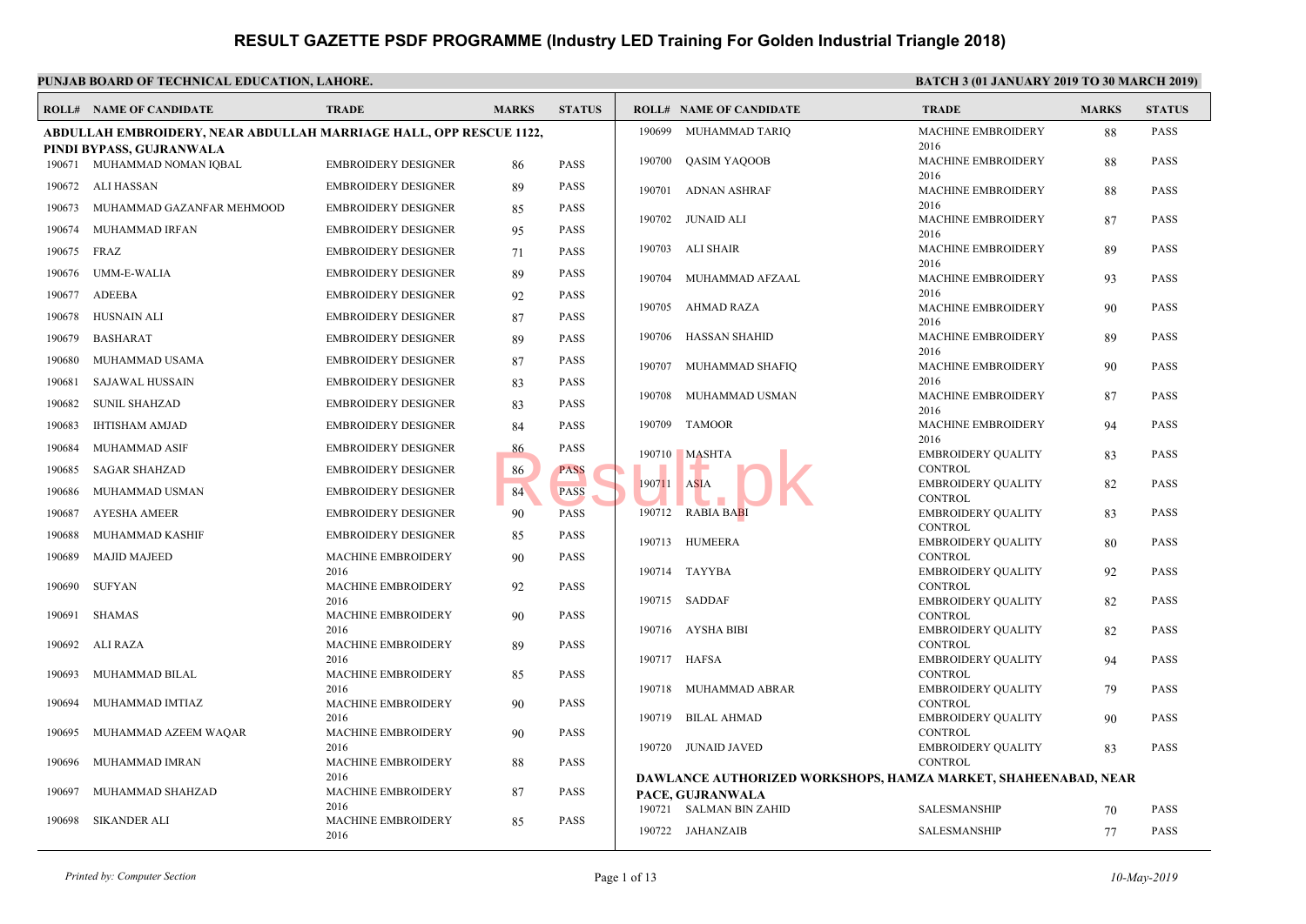# RESULT GAZETTE PSDF PROGRAMME (Industry LED Training For Golden Industrial Triangle 2018)

**PUNJAB BOARD OF TECHNICAL EDUCATION, LAHORE.**

**BATCH 3 (01 JANUARY 2019 TO 30 MARCH 2019)**

| ROLL# | NAME OF CANDIDATE | TRADE | MARKS | STATUS |
|---|---|---|---|---|
| **ABDULLAH EMBROIDERY, NEAR ABDULLAH MARRIAGE HALL, OPP RESCUE 1122, PINDI BYPASS, GUJRANWALA** | | | | |
| 190671 | MUHAMMAD NOMAN IQBAL | EMBROIDERY DESIGNER | 86 | PASS |
| 190672 | ALI HASSAN | EMBROIDERY DESIGNER | 89 | PASS |
| 190673 | MUHAMMAD GAZANFAR MEHMOOD | EMBROIDERY DESIGNER | 85 | PASS |
| 190674 | MUHAMMAD IRFAN | EMBROIDERY DESIGNER | 95 | PASS |
| 190675 | FRAZ | EMBROIDERY DESIGNER | 71 | PASS |
| 190676 | UMM-E-WALIA | EMBROIDERY DESIGNER | 89 | PASS |
| 190677 | ADEEBA | EMBROIDERY DESIGNER | 92 | PASS |
| 190678 | HUSNAIN ALI | EMBROIDERY DESIGNER | 87 | PASS |
| 190679 | BASHARAT | EMBROIDERY DESIGNER | 89 | PASS |
| 190680 | MUHAMMAD USAMA | EMBROIDERY DESIGNER | 87 | PASS |
| 190681 | SAJAWAL HUSSAIN | EMBROIDERY DESIGNER | 83 | PASS |
| 190682 | SUNIL SHAHZAD | EMBROIDERY DESIGNER | 83 | PASS |
| 190683 | IHTISHAM AMJAD | EMBROIDERY DESIGNER | 84 | PASS |
| 190684 | MUHAMMAD ASIF | EMBROIDERY DESIGNER | 86 | PASS |
| 190685 | SAGAR SHAHZAD | EMBROIDERY DESIGNER | 86 | PASS |
| 190686 | MUHAMMAD USMAN | EMBROIDERY DESIGNER | 84 | PASS |
| 190687 | AYESHA AMEER | EMBROIDERY DESIGNER | 90 | PASS |
| 190688 | MUHAMMAD KASHIF | EMBROIDERY DESIGNER | 85 | PASS |
| 190689 | MAJID MAJEED | MACHINE EMBROIDERY 2016 | 90 | PASS |
| 190690 | SUFYAN | MACHINE EMBROIDERY 2016 | 92 | PASS |
| 190691 | SHAMAS | MACHINE EMBROIDERY 2016 | 90 | PASS |
| 190692 | ALI RAZA | MACHINE EMBROIDERY 2016 | 89 | PASS |
| 190693 | MUHAMMAD BILAL | MACHINE EMBROIDERY 2016 | 85 | PASS |
| 190694 | MUHAMMAD IMTIAZ | MACHINE EMBROIDERY 2016 | 90 | PASS |
| 190695 | MUHAMMAD AZEEM WAQAR | MACHINE EMBROIDERY 2016 | 90 | PASS |
| 190696 | MUHAMMAD IMRAN | MACHINE EMBROIDERY 2016 | 88 | PASS |
| 190697 | MUHAMMAD SHAHZAD | MACHINE EMBROIDERY 2016 | 87 | PASS |
| 190698 | SIKANDER ALI | MACHINE EMBROIDERY 2016 | 85 | PASS |
| 190699 | MUHAMMAD TARIQ | MACHINE EMBROIDERY 2016 | 88 | PASS |
| 190700 | QASIM YAQOOB | MACHINE EMBROIDERY 2016 | 88 | PASS |
| 190701 | ADNAN ASHRAF | MACHINE EMBROIDERY 2016 | 88 | PASS |
| 190702 | JUNAID ALI | MACHINE EMBROIDERY 2016 | 87 | PASS |
| 190703 | ALI SHAIR | MACHINE EMBROIDERY 2016 | 89 | PASS |
| 190704 | MUHAMMAD AFZAAL | MACHINE EMBROIDERY 2016 | 93 | PASS |
| 190705 | AHMAD RAZA | MACHINE EMBROIDERY 2016 | 90 | PASS |
| 190706 | HASSAN SHAHID | MACHINE EMBROIDERY 2016 | 89 | PASS |
| 190707 | MUHAMMAD SHAFIQ | MACHINE EMBROIDERY 2016 | 90 | PASS |
| 190708 | MUHAMMAD USMAN | MACHINE EMBROIDERY 2016 | 87 | PASS |
| 190709 | TAMOOR | MACHINE EMBROIDERY 2016 | 94 | PASS |
| 190710 | MASHTA | EMBROIDERY QUALITY CONTROL | 83 | PASS |
| 190711 | ASIA | EMBROIDERY QUALITY CONTROL | 82 | PASS |
| 190712 | RABIA BABI | EMBROIDERY QUALITY CONTROL | 83 | PASS |
| 190713 | HUMEERA | EMBROIDERY QUALITY CONTROL | 80 | PASS |
| 190714 | TAYYBA | EMBROIDERY QUALITY CONTROL | 92 | PASS |
| 190715 | SADDAF | EMBROIDERY QUALITY CONTROL | 82 | PASS |
| 190716 | AYSHA BIBI | EMBROIDERY QUALITY CONTROL | 82 | PASS |
| 190717 | HAFSA | EMBROIDERY QUALITY CONTROL | 94 | PASS |
| 190718 | MUHAMMAD ABRAR | EMBROIDERY QUALITY CONTROL | 79 | PASS |
| 190719 | BILAL AHMAD | EMBROIDERY QUALITY CONTROL | 90 | PASS |
| 190720 | JUNAID JAVED | EMBROIDERY QUALITY CONTROL | 83 | PASS |
| **DAWLANCE AUTHORIZED WORKSHOPS, HAMZA MARKET, SHAHEENABAD, NEAR PACE, GUJRANWALA** | | | | |
| 190721 | SALMAN BIN ZAHID | SALESMANSHIP | 70 | PASS |
| 190722 | JAHANZAIB | SALESMANSHIP | 77 | PASS |

*Printed by: Computer Section*

*10-May-2019*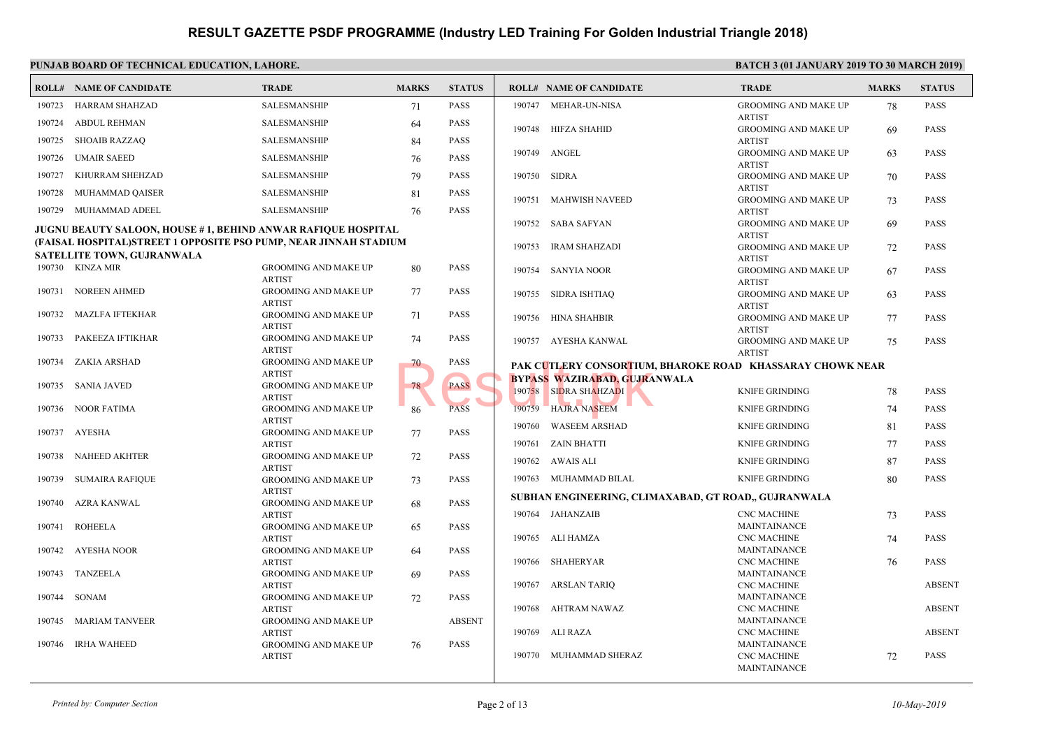# RESULT GAZETTE PSDF PROGRAMME (Industry LED Training For Golden Industrial Triangle 2018)

**PUNJAB BOARD OF TECHNICAL EDUCATION, LAHORE.**

**BATCH 3 (01 JANUARY 2019 TO 30 MARCH 2019)**

| ROLL# | NAME OF CANDIDATE | TRADE | MARKS | STATUS |
|---|---|---|---|---|
| 190723 | HARRAM SHAHZAD | SALESMANSHIP | 71 | PASS |
| 190724 | ABDUL REHMAN | SALESMANSHIP | 64 | PASS |
| 190725 | SHOAIB RAZZAQ | SALESMANSHIP | 84 | PASS |
| 190726 | UMAIR SAEED | SALESMANSHIP | 76 | PASS |
| 190727 | KHURRAM SHEHZAD | SALESMANSHIP | 79 | PASS |
| 190728 | MUHAMMAD QAISER | SALESMANSHIP | 81 | PASS |
| 190729 | MUHAMMAD ADEEL | SALESMANSHIP | 76 | PASS |

**JUGNU BEAUTY SALOON, HOUSE # 1, BEHIND ANWAR RAFIQUE HOSPITAL (FAISAL HOSPITAL)STREET 1 OPPOSITE PSO PUMP, NEAR JINNAH STADIUM SATELLITE TOWN, GUJRANWALA**

| ROLL# | NAME OF CANDIDATE | TRADE | MARKS | STATUS |
|---|---|---|---|---|
| 190730 | KINZA MIR | GROOMING AND MAKE UP ARTIST | 80 | PASS |
| 190731 | NOREEN AHMED | GROOMING AND MAKE UP ARTIST | 77 | PASS |
| 190732 | MAZLFA IFTEKHAR | GROOMING AND MAKE UP ARTIST | 71 | PASS |
| 190733 | PAKEEZA IFTIKHAR | GROOMING AND MAKE UP ARTIST | 74 | PASS |
| 190734 | ZAKIA ARSHAD | GROOMING AND MAKE UP ARTIST | 70 | PASS |
| 190735 | SANIA JAVED | GROOMING AND MAKE UP ARTIST | 78 | PASS |
| 190736 | NOOR FATIMA | GROOMING AND MAKE UP ARTIST | 86 | PASS |
| 190737 | AYESHA | GROOMING AND MAKE UP ARTIST | 77 | PASS |
| 190738 | NAHEED AKHTER | GROOMING AND MAKE UP ARTIST | 72 | PASS |
| 190739 | SUMAIRA RAFIQUE | GROOMING AND MAKE UP ARTIST | 73 | PASS |
| 190740 | AZRA KANWAL | GROOMING AND MAKE UP ARTIST | 68 | PASS |
| 190741 | ROHEELA | GROOMING AND MAKE UP ARTIST | 65 | PASS |
| 190742 | AYESHA NOOR | GROOMING AND MAKE UP ARTIST | 64 | PASS |
| 190743 | TANZEELA | GROOMING AND MAKE UP ARTIST | 69 | PASS |
| 190744 | SONAM | GROOMING AND MAKE UP ARTIST | 72 | PASS |
| 190745 | MARIAM TANVEER | GROOMING AND MAKE UP ARTIST | | ABSENT |
| 190746 | IRHA WAHEED | GROOMING AND MAKE UP ARTIST | 76 | PASS |
| 190747 | MEHAR-UN-NISA | GROOMING AND MAKE UP ARTIST | 78 | PASS |
| 190748 | HIFZA SHAHID | GROOMING AND MAKE UP ARTIST | 69 | PASS |
| 190749 | ANGEL | GROOMING AND MAKE UP ARTIST | 63 | PASS |
| 190750 | SIDRA | GROOMING AND MAKE UP ARTIST | 70 | PASS |
| 190751 | MAHWISH NAVEED | GROOMING AND MAKE UP ARTIST | 73 | PASS |
| 190752 | SABA SAFYAN | GROOMING AND MAKE UP ARTIST | 69 | PASS |
| 190753 | IRAM SHAHZADI | GROOMING AND MAKE UP ARTIST | 72 | PASS |
| 190754 | SANYIA NOOR | GROOMING AND MAKE UP ARTIST | 67 | PASS |
| 190755 | SIDRA ISHTIAQ | GROOMING AND MAKE UP ARTIST | 63 | PASS |
| 190756 | HINA SHAHBIR | GROOMING AND MAKE UP ARTIST | 77 | PASS |
| 190757 | AYESHA KANWAL | GROOMING AND MAKE UP ARTIST | 75 | PASS |

**PAK CUTLERY CONSORTIUM, BHAROKE ROAD KHASSARAY CHOWK NEAR BYPASS WAZIRABAD, GUJRANWALA**

| ROLL# | NAME OF CANDIDATE | TRADE | MARKS | STATUS |
|---|---|---|---|---|
| 190758 | SIDRA SHAHZADI | KNIFE GRINDING | 78 | PASS |
| 190759 | HAJRA NASEEM | KNIFE GRINDING | 74 | PASS |
| 190760 | WASEEM ARSHAD | KNIFE GRINDING | 81 | PASS |
| 190761 | ZAIN BHATTI | KNIFE GRINDING | 77 | PASS |
| 190762 | AWAIS ALI | KNIFE GRINDING | 87 | PASS |
| 190763 | MUHAMMAD BILAL | KNIFE GRINDING | 80 | PASS |

**SUBHAN ENGINEERING, CLIMAXABAD, GT ROAD,, GUJRANWALA**

| ROLL# | NAME OF CANDIDATE | TRADE | MARKS | STATUS |
|---|---|---|---|---|
| 190764 | JAHANZAIB | CNC MACHINE MAINTAINANCE | 73 | PASS |
| 190765 | ALI HAMZA | CNC MACHINE MAINTAINANCE | 74 | PASS |
| 190766 | SHAHERYAR | CNC MACHINE MAINTAINANCE | 76 | PASS |
| 190767 | ARSLAN TARIQ | CNC MACHINE MAINTAINANCE | | ABSENT |
| 190768 | AHTRAM NAWAZ | CNC MACHINE MAINTAINANCE | | ABSENT |
| 190769 | ALI RAZA | CNC MACHINE MAINTAINANCE | | ABSENT |
| 190770 | MUHAMMAD SHERAZ | CNC MACHINE MAINTAINANCE | 72 | PASS |

*Printed by: Computer Section* — *10-May-2019*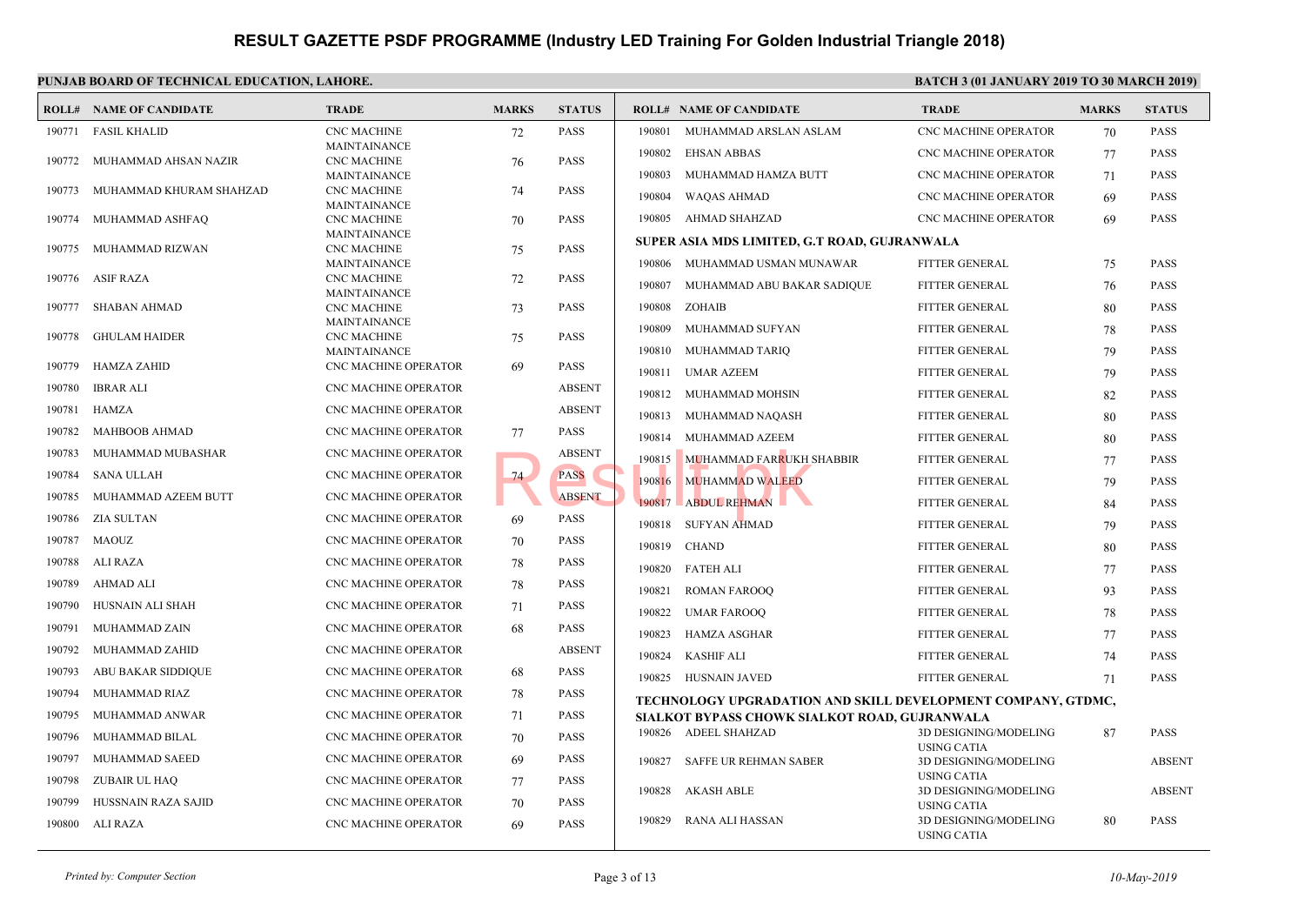# RESULT GAZETTE PSDF PROGRAMME (Industry LED Training For Golden Industrial Triangle 2018)

**PUNJAB BOARD OF TECHNICAL EDUCATION, LAHORE.**

**BATCH 3 (01 JANUARY 2019 TO 30 MARCH 2019)**

| ROLL# | NAME OF CANDIDATE | TRADE | MARKS | STATUS |
|---|---|---|---|---|
| 190771 | FASIL KHALID | CNC MACHINE MAINTAINANCE | 72 | PASS |
| 190772 | MUHAMMAD AHSAN NAZIR | CNC MACHINE MAINTAINANCE | 76 | PASS |
| 190773 | MUHAMMAD KHURAM SHAHZAD | CNC MACHINE MAINTAINANCE | 74 | PASS |
| 190774 | MUHAMMAD ASHFAQ | CNC MACHINE MAINTAINANCE | 70 | PASS |
| 190775 | MUHAMMAD RIZWAN | CNC MACHINE MAINTAINANCE | 75 | PASS |
| 190776 | ASIF RAZA | CNC MACHINE MAINTAINANCE | 72 | PASS |
| 190777 | SHABAN AHMAD | CNC MACHINE MAINTAINANCE | 73 | PASS |
| 190778 | GHULAM HAIDER | CNC MACHINE MAINTAINANCE | 75 | PASS |
| 190779 | HAMZA ZAHID | CNC MACHINE OPERATOR | 69 | PASS |
| 190780 | IBRAR ALI | CNC MACHINE OPERATOR | | ABSENT |
| 190781 | HAMZA | CNC MACHINE OPERATOR | | ABSENT |
| 190782 | MAHBOOB AHMAD | CNC MACHINE OPERATOR | 77 | PASS |
| 190783 | MUHAMMAD MUBASHAR | CNC MACHINE OPERATOR | | ABSENT |
| 190784 | SANA ULLAH | CNC MACHINE OPERATOR | 74 | PASS |
| 190785 | MUHAMMAD AZEEM BUTT | CNC MACHINE OPERATOR | | ABSENT |
| 190786 | ZIA SULTAN | CNC MACHINE OPERATOR | 69 | PASS |
| 190787 | MAOUZ | CNC MACHINE OPERATOR | 70 | PASS |
| 190788 | ALI RAZA | CNC MACHINE OPERATOR | 78 | PASS |
| 190789 | AHMAD ALI | CNC MACHINE OPERATOR | 78 | PASS |
| 190790 | HUSNAIN ALI SHAH | CNC MACHINE OPERATOR | 71 | PASS |
| 190791 | MUHAMMAD ZAIN | CNC MACHINE OPERATOR | 68 | PASS |
| 190792 | MUHAMMAD ZAHID | CNC MACHINE OPERATOR | | ABSENT |
| 190793 | ABU BAKAR SIDDIQUE | CNC MACHINE OPERATOR | 68 | PASS |
| 190794 | MUHAMMAD RIAZ | CNC MACHINE OPERATOR | 78 | PASS |
| 190795 | MUHAMMAD ANWAR | CNC MACHINE OPERATOR | 71 | PASS |
| 190796 | MUHAMMAD BILAL | CNC MACHINE OPERATOR | 70 | PASS |
| 190797 | MUHAMMAD SAEED | CNC MACHINE OPERATOR | 69 | PASS |
| 190798 | ZUBAIR UL HAQ | CNC MACHINE OPERATOR | 77 | PASS |
| 190799 | HUSSNAIN RAZA SAJID | CNC MACHINE OPERATOR | 70 | PASS |
| 190800 | ALI RAZA | CNC MACHINE OPERATOR | 69 | PASS |
| 190801 | MUHAMMAD ARSLAN ASLAM | CNC MACHINE OPERATOR | 70 | PASS |
| 190802 | EHSAN ABBAS | CNC MACHINE OPERATOR | 77 | PASS |
| 190803 | MUHAMMAD HAMZA BUTT | CNC MACHINE OPERATOR | 71 | PASS |
| 190804 | WAQAS AHMAD | CNC MACHINE OPERATOR | 69 | PASS |
| 190805 | AHMAD SHAHZAD | CNC MACHINE OPERATOR | 69 | PASS |

**SUPER ASIA MDS LIMITED, G.T ROAD, GUJRANWALA**

| ROLL# | NAME OF CANDIDATE | TRADE | MARKS | STATUS |
|---|---|---|---|---|
| 190806 | MUHAMMAD USMAN MUNAWAR | FITTER GENERAL | 75 | PASS |
| 190807 | MUHAMMAD ABU BAKAR SADIQUE | FITTER GENERAL | 76 | PASS |
| 190808 | ZOHAIB | FITTER GENERAL | 80 | PASS |
| 190809 | MUHAMMAD SUFYAN | FITTER GENERAL | 78 | PASS |
| 190810 | MUHAMMAD TARIQ | FITTER GENERAL | 79 | PASS |
| 190811 | UMAR AZEEM | FITTER GENERAL | 79 | PASS |
| 190812 | MUHAMMAD MOHSIN | FITTER GENERAL | 82 | PASS |
| 190813 | MUHAMMAD NAQASH | FITTER GENERAL | 80 | PASS |
| 190814 | MUHAMMAD AZEEM | FITTER GENERAL | 80 | PASS |
| 190815 | MUHAMMAD FARRUKH SHABBIR | FITTER GENERAL | 77 | PASS |
| 190816 | MUHAMMAD WALEED | FITTER GENERAL | 79 | PASS |
| 190817 | ABDUL REHMAN | FITTER GENERAL | 84 | PASS |
| 190818 | SUFYAN AHMAD | FITTER GENERAL | 79 | PASS |
| 190819 | CHAND | FITTER GENERAL | 80 | PASS |
| 190820 | FATEH ALI | FITTER GENERAL | 77 | PASS |
| 190821 | ROMAN FAROOQ | FITTER GENERAL | 93 | PASS |
| 190822 | UMAR FAROOQ | FITTER GENERAL | 78 | PASS |
| 190823 | HAMZA ASGHAR | FITTER GENERAL | 77 | PASS |
| 190824 | KASHIF ALI | FITTER GENERAL | 74 | PASS |
| 190825 | HUSNAIN JAVED | FITTER GENERAL | 71 | PASS |

**TECHNOLOGY UPGRADATION AND SKILL DEVELOPMENT COMPANY, GTDMC, SIALKOT BYPASS CHOWK SIALKOT ROAD, GUJRANWALA**

| ROLL# | NAME OF CANDIDATE | TRADE | MARKS | STATUS |
|---|---|---|---|---|
| 190826 | ADEEL SHAHZAD | 3D DESIGNING/MODELING USING CATIA | 87 | PASS |
| 190827 | SAFFE UR REHMAN SABER | 3D DESIGNING/MODELING USING CATIA | | ABSENT |
| 190828 | AKASH ABLE | 3D DESIGNING/MODELING USING CATIA | | ABSENT |
| 190829 | RANA ALI HASSAN | 3D DESIGNING/MODELING USING CATIA | 80 | PASS |

*Printed by: Computer Section*

*10-May-2019*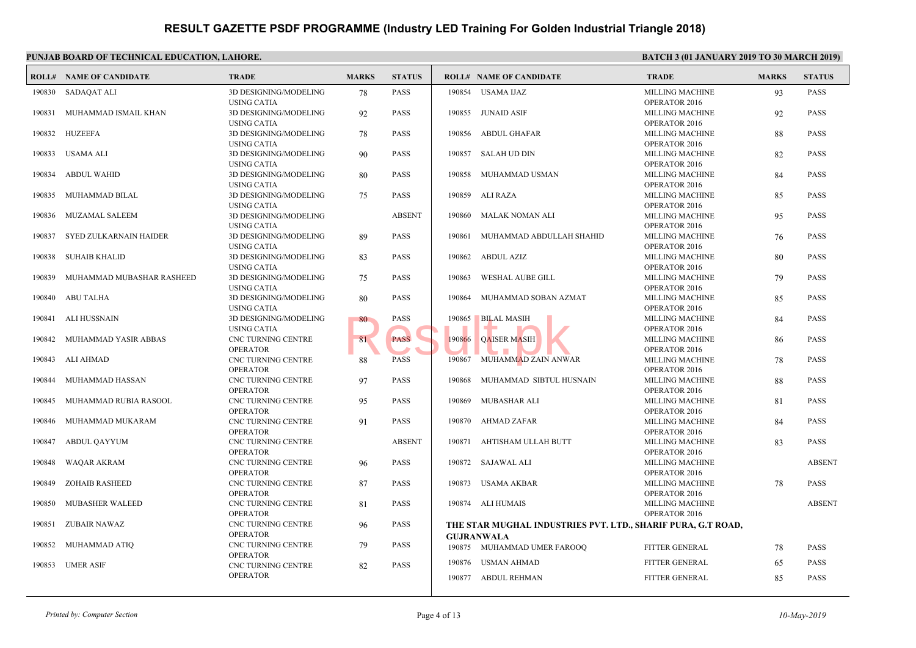# RESULT GAZETTE PSDF PROGRAMME (Industry LED Training For Golden Industrial Triangle 2018)

**PUNJAB BOARD OF TECHNICAL EDUCATION, LAHORE.**

**BATCH 3 (01 JANUARY 2019 TO 30 MARCH 2019)**

| ROLL# | NAME OF CANDIDATE | TRADE | MARKS | STATUS |
|---|---|---|---|---|
| 190830 | SADAQAT ALI | 3D DESIGNING/MODELING USING CATIA | 78 | PASS |
| 190831 | MUHAMMAD ISMAIL KHAN | 3D DESIGNING/MODELING USING CATIA | 92 | PASS |
| 190832 | HUZEEFA | 3D DESIGNING/MODELING USING CATIA | 78 | PASS |
| 190833 | USAMA ALI | 3D DESIGNING/MODELING USING CATIA | 90 | PASS |
| 190834 | ABDUL WAHID | 3D DESIGNING/MODELING USING CATIA | 80 | PASS |
| 190835 | MUHAMMAD BILAL | 3D DESIGNING/MODELING USING CATIA | 75 | PASS |
| 190836 | MUZAMAL SALEEM | 3D DESIGNING/MODELING USING CATIA | | ABSENT |
| 190837 | SYED ZULKARNAIN HAIDER | 3D DESIGNING/MODELING USING CATIA | 89 | PASS |
| 190838 | SUHAIB KHALID | 3D DESIGNING/MODELING USING CATIA | 83 | PASS |
| 190839 | MUHAMMAD MUBASHAR RASHEED | 3D DESIGNING/MODELING USING CATIA | 75 | PASS |
| 190840 | ABU TALHA | 3D DESIGNING/MODELING USING CATIA | 80 | PASS |
| 190841 | ALI HUSSNAIN | 3D DESIGNING/MODELING USING CATIA | 80 | PASS |
| 190842 | MUHAMMAD YASIR ABBAS | CNC TURNING CENTRE OPERATOR | 81 | PASS |
| 190843 | ALI AHMAD | CNC TURNING CENTRE OPERATOR | 88 | PASS |
| 190844 | MUHAMMAD HASSAN | CNC TURNING CENTRE OPERATOR | 97 | PASS |
| 190845 | MUHAMMAD RUBIA RASOOL | CNC TURNING CENTRE OPERATOR | 95 | PASS |
| 190846 | MUHAMMAD MUKARAM | CNC TURNING CENTRE OPERATOR | 91 | PASS |
| 190847 | ABDUL QAYYUM | CNC TURNING CENTRE OPERATOR | | ABSENT |
| 190848 | WAQAR AKRAM | CNC TURNING CENTRE OPERATOR | 96 | PASS |
| 190849 | ZOHAIB RASHEED | CNC TURNING CENTRE OPERATOR | 87 | PASS |
| 190850 | MUBASHER WALEED | CNC TURNING CENTRE OPERATOR | 81 | PASS |
| 190851 | ZUBAIR NAWAZ | CNC TURNING CENTRE OPERATOR | 96 | PASS |
| 190852 | MUHAMMAD ATIQ | CNC TURNING CENTRE OPERATOR | 79 | PASS |
| 190853 | UMER ASIF | CNC TURNING CENTRE OPERATOR | 82 | PASS |
| 190854 | USAMA IJAZ | MILLING MACHINE OPERATOR 2016 | 93 | PASS |
| 190855 | JUNAID ASIF | MILLING MACHINE OPERATOR 2016 | 92 | PASS |
| 190856 | ABDUL GHAFAR | MILLING MACHINE OPERATOR 2016 | 88 | PASS |
| 190857 | SALAH UD DIN | MILLING MACHINE OPERATOR 2016 | 82 | PASS |
| 190858 | MUHAMMAD USMAN | MILLING MACHINE OPERATOR 2016 | 84 | PASS |
| 190859 | ALI RAZA | MILLING MACHINE OPERATOR 2016 | 85 | PASS |
| 190860 | MALAK NOMAN ALI | MILLING MACHINE OPERATOR 2016 | 95 | PASS |
| 190861 | MUHAMMAD ABDULLAH SHAHID | MILLING MACHINE OPERATOR 2016 | 76 | PASS |
| 190862 | ABDUL AZIZ | MILLING MACHINE OPERATOR 2016 | 80 | PASS |
| 190863 | WESHAL AUBE GILL | MILLING MACHINE OPERATOR 2016 | 79 | PASS |
| 190864 | MUHAMMAD SOBAN AZMAT | MILLING MACHINE OPERATOR 2016 | 85 | PASS |
| 190865 | BILAL MASIH | MILLING MACHINE OPERATOR 2016 | 84 | PASS |
| 190866 | QAISER MASIH | MILLING MACHINE OPERATOR 2016 | 86 | PASS |
| 190867 | MUHAMMAD ZAIN ANWAR | MILLING MACHINE OPERATOR 2016 | 78 | PASS |
| 190868 | MUHAMMAD SIBTUL HUSNAIN | MILLING MACHINE OPERATOR 2016 | 88 | PASS |
| 190869 | MUBASHAR ALI | MILLING MACHINE OPERATOR 2016 | 81 | PASS |
| 190870 | AHMAD ZAFAR | MILLING MACHINE OPERATOR 2016 | 84 | PASS |
| 190871 | AHTISHAM ULLAH BUTT | MILLING MACHINE OPERATOR 2016 | 83 | PASS |
| 190872 | SAJAWAL ALI | MILLING MACHINE OPERATOR 2016 | | ABSENT |
| 190873 | USAMA AKBAR | MILLING MACHINE OPERATOR 2016 | 78 | PASS |
| 190874 | ALI HUMAIS | MILLING MACHINE OPERATOR 2016 | | ABSENT |

**THE STAR MUGHAL INDUSTRIES PVT. LTD., SHARIF PURA, G.T ROAD, GUJRANWALA**

| ROLL# | NAME OF CANDIDATE | TRADE | MARKS | STATUS |
|---|---|---|---|---|
| 190875 | MUHAMMAD UMER FAROOQ | FITTER GENERAL | 78 | PASS |
| 190876 | USMAN AHMAD | FITTER GENERAL | 65 | PASS |
| 190877 | ABDUL REHMAN | FITTER GENERAL | 85 | PASS |

*Printed by: Computer Section*

*10-May-2019*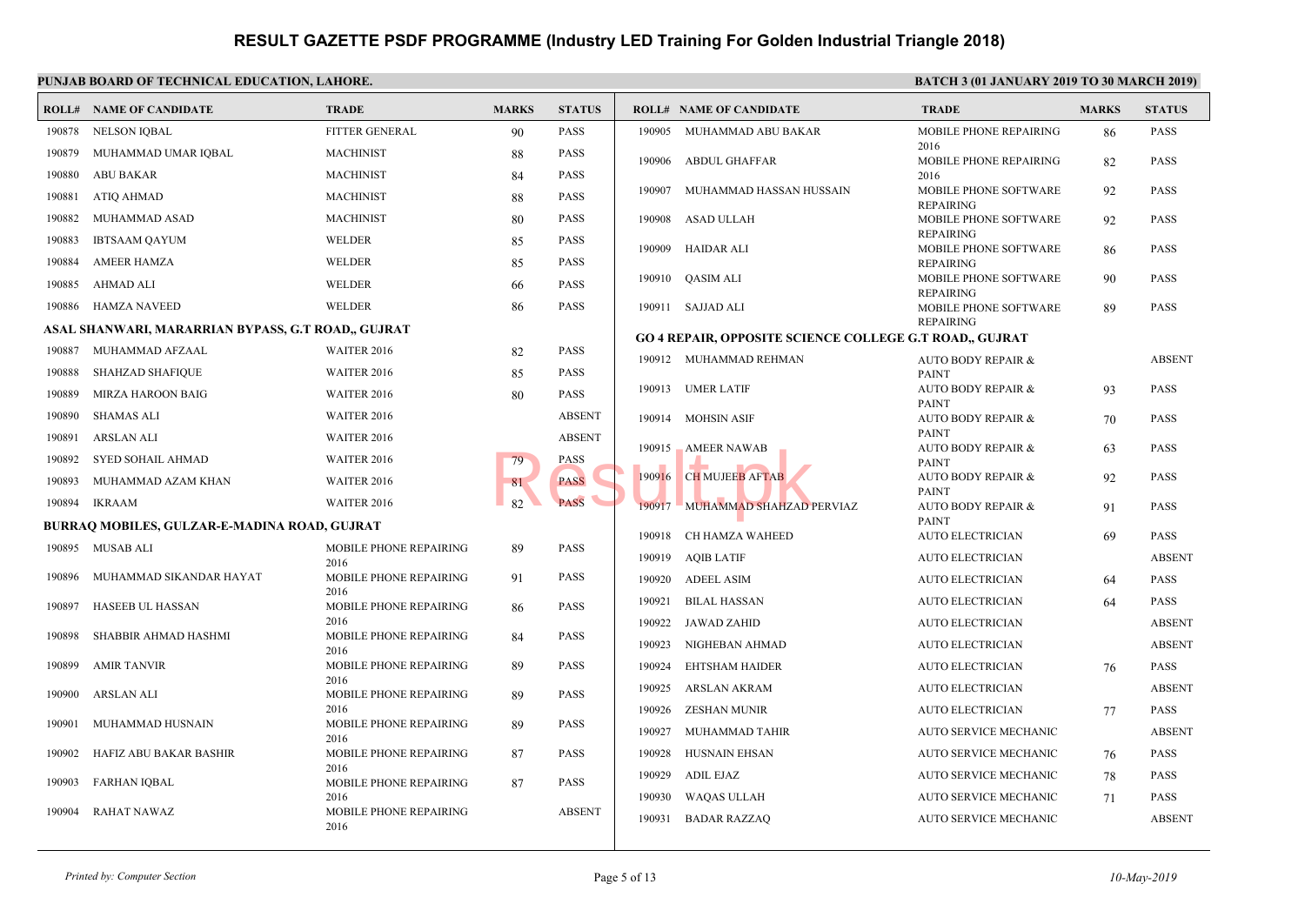# RESULT GAZETTE PSDF PROGRAMME (Industry LED Training For Golden Industrial Triangle 2018)

**PUNJAB BOARD OF TECHNICAL EDUCATION, LAHORE.**

**BATCH 3 (01 JANUARY 2019 TO 30 MARCH 2019)**

| ROLL# | NAME OF CANDIDATE | TRADE | MARKS | STATUS |
|---|---|---|---|---|
| 190878 | NELSON IQBAL | FITTER GENERAL | 90 | PASS |
| 190879 | MUHAMMAD UMAR IQBAL | MACHINIST | 88 | PASS |
| 190880 | ABU BAKAR | MACHINIST | 84 | PASS |
| 190881 | ATIQ AHMAD | MACHINIST | 88 | PASS |
| 190882 | MUHAMMAD ASAD | MACHINIST | 80 | PASS |
| 190883 | IBTSAAM QAYUM | WELDER | 85 | PASS |
| 190884 | AMEER HAMZA | WELDER | 85 | PASS |
| 190885 | AHMAD ALI | WELDER | 66 | PASS |
| 190886 | HAMZA NAVEED | WELDER | 86 | PASS |

**ASAL SHANWARI, MARARRIAN BYPASS, G.T ROAD,, GUJRAT**

| ROLL# | NAME OF CANDIDATE | TRADE | MARKS | STATUS |
|---|---|---|---|---|
| 190887 | MUHAMMAD AFZAAL | WAITER 2016 | 82 | PASS |
| 190888 | SHAHZAD SHAFIQUE | WAITER 2016 | 85 | PASS |
| 190889 | MIRZA HAROON BAIG | WAITER 2016 | 80 | PASS |
| 190890 | SHAMAS ALI | WAITER 2016 | | ABSENT |
| 190891 | ARSLAN ALI | WAITER 2016 | | ABSENT |
| 190892 | SYED SOHAIL AHMAD | WAITER 2016 | 79 | PASS |
| 190893 | MUHAMMAD AZAM KHAN | WAITER 2016 | 81 | PASS |
| 190894 | IKRAAM | WAITER 2016 | 82 | PASS |

**BURRAQ MOBILES, GULZAR-E-MADINA ROAD, GUJRAT**

| ROLL# | NAME OF CANDIDATE | TRADE | MARKS | STATUS |
|---|---|---|---|---|
| 190895 | MUSAB ALI | MOBILE PHONE REPAIRING 2016 | 89 | PASS |
| 190896 | MUHAMMAD SIKANDAR HAYAT | MOBILE PHONE REPAIRING 2016 | 91 | PASS |
| 190897 | HASEEB UL HASSAN | MOBILE PHONE REPAIRING 2016 | 86 | PASS |
| 190898 | SHABBIR AHMAD HASHMI | MOBILE PHONE REPAIRING 2016 | 84 | PASS |
| 190899 | AMIR TANVIR | MOBILE PHONE REPAIRING 2016 | 89 | PASS |
| 190900 | ARSLAN ALI | MOBILE PHONE REPAIRING 2016 | 89 | PASS |
| 190901 | MUHAMMAD HUSNAIN | MOBILE PHONE REPAIRING 2016 | 89 | PASS |
| 190902 | HAFIZ ABU BAKAR BASHIR | MOBILE PHONE REPAIRING 2016 | 87 | PASS |
| 190903 | FARHAN IQBAL | MOBILE PHONE REPAIRING 2016 | 87 | PASS |
| 190904 | RAHAT NAWAZ | MOBILE PHONE REPAIRING 2016 | | ABSENT |
| 190905 | MUHAMMAD ABU BAKAR | MOBILE PHONE REPAIRING 2016 | 86 | PASS |
| 190906 | ABDUL GHAFFAR | MOBILE PHONE REPAIRING 2016 | 82 | PASS |
| 190907 | MUHAMMAD HASSAN HUSSAIN | MOBILE PHONE SOFTWARE REPAIRING | 92 | PASS |
| 190908 | ASAD ULLAH | MOBILE PHONE SOFTWARE REPAIRING | 92 | PASS |
| 190909 | HAIDAR ALI | MOBILE PHONE SOFTWARE REPAIRING | 86 | PASS |
| 190910 | QASIM ALI | MOBILE PHONE SOFTWARE REPAIRING | 90 | PASS |
| 190911 | SAJJAD ALI | MOBILE PHONE SOFTWARE REPAIRING | 89 | PASS |

**GO 4 REPAIR, OPPOSITE SCIENCE COLLEGE G.T ROAD,, GUJRAT**

| ROLL# | NAME OF CANDIDATE | TRADE | MARKS | STATUS |
|---|---|---|---|---|
| 190912 | MUHAMMAD REHMAN | AUTO BODY REPAIR & PAINT | | ABSENT |
| 190913 | UMER LATIF | AUTO BODY REPAIR & PAINT | 93 | PASS |
| 190914 | MOHSIN ASIF | AUTO BODY REPAIR & PAINT | 70 | PASS |
| 190915 | AMEER NAWAB | AUTO BODY REPAIR & PAINT | 63 | PASS |
| 190916 | CH MUJEEB AFTAB | AUTO BODY REPAIR & PAINT | 92 | PASS |
| 190917 | MUHAMMAD SHAHZAD PERVIAZ | AUTO BODY REPAIR & PAINT | 91 | PASS |
| 190918 | CH HAMZA WAHEED | AUTO ELECTRICIAN | 69 | PASS |
| 190919 | AQIB LATIF | AUTO ELECTRICIAN | | ABSENT |
| 190920 | ADEEL ASIM | AUTO ELECTRICIAN | 64 | PASS |
| 190921 | BILAL HASSAN | AUTO ELECTRICIAN | 64 | PASS |
| 190922 | JAWAD ZAHID | AUTO ELECTRICIAN | | ABSENT |
| 190923 | NIGHEBAN AHMAD | AUTO ELECTRICIAN | | ABSENT |
| 190924 | EHTSHAM HAIDER | AUTO ELECTRICIAN | 76 | PASS |
| 190925 | ARSLAN AKRAM | AUTO ELECTRICIAN | | ABSENT |
| 190926 | ZESHAN MUNIR | AUTO ELECTRICIAN | 77 | PASS |
| 190927 | MUHAMMAD TAHIR | AUTO SERVICE MECHANIC | | ABSENT |
| 190928 | HUSNAIN EHSAN | AUTO SERVICE MECHANIC | 76 | PASS |
| 190929 | ADIL EJAZ | AUTO SERVICE MECHANIC | 78 | PASS |
| 190930 | WAQAS ULLAH | AUTO SERVICE MECHANIC | 71 | PASS |
| 190931 | BADAR RAZZAQ | AUTO SERVICE MECHANIC | | ABSENT |

*Printed by: Computer Section* — *10-May-2019*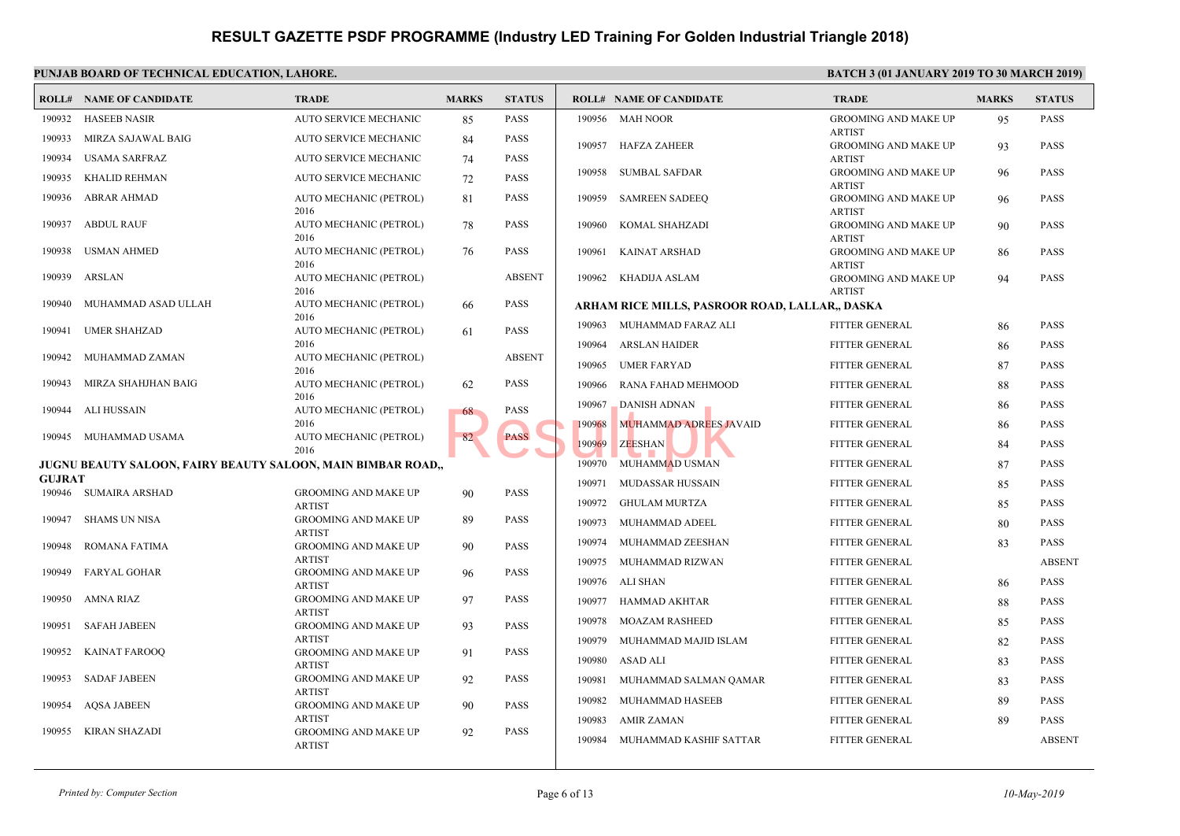# RESULT GAZETTE PSDF PROGRAMME (Industry LED Training For Golden Industrial Triangle 2018)

**PUNJAB BOARD OF TECHNICAL EDUCATION, LAHORE.**

**BATCH 3 (01 JANUARY 2019 TO 30 MARCH 2019)**

| ROLL# | NAME OF CANDIDATE | TRADE | MARKS | STATUS |
|---|---|---|---|---|
| 190932 | HASEEB NASIR | AUTO SERVICE MECHANIC | 85 | PASS |
| 190933 | MIRZA SAJAWAL BAIG | AUTO SERVICE MECHANIC | 84 | PASS |
| 190934 | USAMA SARFRAZ | AUTO SERVICE MECHANIC | 74 | PASS |
| 190935 | KHALID REHMAN | AUTO SERVICE MECHANIC | 72 | PASS |
| 190936 | ABRAR AHMAD | AUTO MECHANIC (PETROL) 2016 | 81 | PASS |
| 190937 | ABDUL RAUF | AUTO MECHANIC (PETROL) 2016 | 78 | PASS |
| 190938 | USMAN AHMED | AUTO MECHANIC (PETROL) 2016 | 76 | PASS |
| 190939 | ARSLAN | AUTO MECHANIC (PETROL) 2016 | | ABSENT |
| 190940 | MUHAMMAD ASAD ULLAH | AUTO MECHANIC (PETROL) 2016 | 66 | PASS |
| 190941 | UMER SHAHZAD | AUTO MECHANIC (PETROL) 2016 | 61 | PASS |
| 190942 | MUHAMMAD ZAMAN | AUTO MECHANIC (PETROL) 2016 | | ABSENT |
| 190943 | MIRZA SHAHJHAN BAIG | AUTO MECHANIC (PETROL) 2016 | 62 | PASS |
| 190944 | ALI HUSSAIN | AUTO MECHANIC (PETROL) 2016 | 68 | PASS |
| 190945 | MUHAMMAD USAMA | AUTO MECHANIC (PETROL) 2016 | 82 | PASS |

**JUGNU BEAUTY SALOON, FAIRY BEAUTY SALOON, MAIN BIMBAR ROAD,, GUJRAT**

| ROLL# | NAME OF CANDIDATE | TRADE | MARKS | STATUS |
|---|---|---|---|---|
| 190946 | SUMAIRA ARSHAD | GROOMING AND MAKE UP ARTIST | 90 | PASS |
| 190947 | SHAMS UN NISA | GROOMING AND MAKE UP ARTIST | 89 | PASS |
| 190948 | ROMANA FATIMA | GROOMING AND MAKE UP ARTIST | 90 | PASS |
| 190949 | FARYAL GOHAR | GROOMING AND MAKE UP ARTIST | 96 | PASS |
| 190950 | AMNA RIAZ | GROOMING AND MAKE UP ARTIST | 97 | PASS |
| 190951 | SAFAH JABEEN | GROOMING AND MAKE UP ARTIST | 93 | PASS |
| 190952 | KAINAT FAROOQ | GROOMING AND MAKE UP ARTIST | 91 | PASS |
| 190953 | SADAF JABEEN | GROOMING AND MAKE UP ARTIST | 92 | PASS |
| 190954 | AQSA JABEEN | GROOMING AND MAKE UP ARTIST | 90 | PASS |
| 190955 | KIRAN SHAZADI | GROOMING AND MAKE UP ARTIST | 92 | PASS |
| 190956 | MAH NOOR | GROOMING AND MAKE UP ARTIST | 95 | PASS |
| 190957 | HAFZA ZAHEER | GROOMING AND MAKE UP ARTIST | 93 | PASS |
| 190958 | SUMBAL SAFDAR | GROOMING AND MAKE UP ARTIST | 96 | PASS |
| 190959 | SAMREEN SADEEQ | GROOMING AND MAKE UP ARTIST | 96 | PASS |
| 190960 | KOMAL SHAHZADI | GROOMING AND MAKE UP ARTIST | 90 | PASS |
| 190961 | KAINAT ARSHAD | GROOMING AND MAKE UP ARTIST | 86 | PASS |
| 190962 | KHADIJA ASLAM | GROOMING AND MAKE UP ARTIST | 94 | PASS |

**ARHAM RICE MILLS, PASROOR ROAD, LALLAR,, DASKA**

| ROLL# | NAME OF CANDIDATE | TRADE | MARKS | STATUS |
|---|---|---|---|---|
| 190963 | MUHAMMAD FARAZ ALI | FITTER GENERAL | 86 | PASS |
| 190964 | ARSLAN HAIDER | FITTER GENERAL | 86 | PASS |
| 190965 | UMER FARYAD | FITTER GENERAL | 87 | PASS |
| 190966 | RANA FAHAD MEHMOOD | FITTER GENERAL | 88 | PASS |
| 190967 | DANISH ADNAN | FITTER GENERAL | 86 | PASS |
| 190968 | MUHAMMAD ADREES JAVAID | FITTER GENERAL | 86 | PASS |
| 190969 | ZEESHAN | FITTER GENERAL | 84 | PASS |
| 190970 | MUHAMMAD USMAN | FITTER GENERAL | 87 | PASS |
| 190971 | MUDASSAR HUSSAIN | FITTER GENERAL | 85 | PASS |
| 190972 | GHULAM MURTZA | FITTER GENERAL | 85 | PASS |
| 190973 | MUHAMMAD ADEEL | FITTER GENERAL | 80 | PASS |
| 190974 | MUHAMMAD ZEESHAN | FITTER GENERAL | 83 | PASS |
| 190975 | MUHAMMAD RIZWAN | FITTER GENERAL | | ABSENT |
| 190976 | ALI SHAN | FITTER GENERAL | 86 | PASS |
| 190977 | HAMMAD AKHTAR | FITTER GENERAL | 88 | PASS |
| 190978 | MOAZAM RASHEED | FITTER GENERAL | 85 | PASS |
| 190979 | MUHAMMAD MAJID ISLAM | FITTER GENERAL | 82 | PASS |
| 190980 | ASAD ALI | FITTER GENERAL | 83 | PASS |
| 190981 | MUHAMMAD SALMAN QAMAR | FITTER GENERAL | 83 | PASS |
| 190982 | MUHAMMAD HASEEB | FITTER GENERAL | 89 | PASS |
| 190983 | AMIR ZAMAN | FITTER GENERAL | 89 | PASS |
| 190984 | MUHAMMAD KASHIF SATTAR | FITTER GENERAL | | ABSENT |

*Printed by: Computer Section*

*10-May-2019*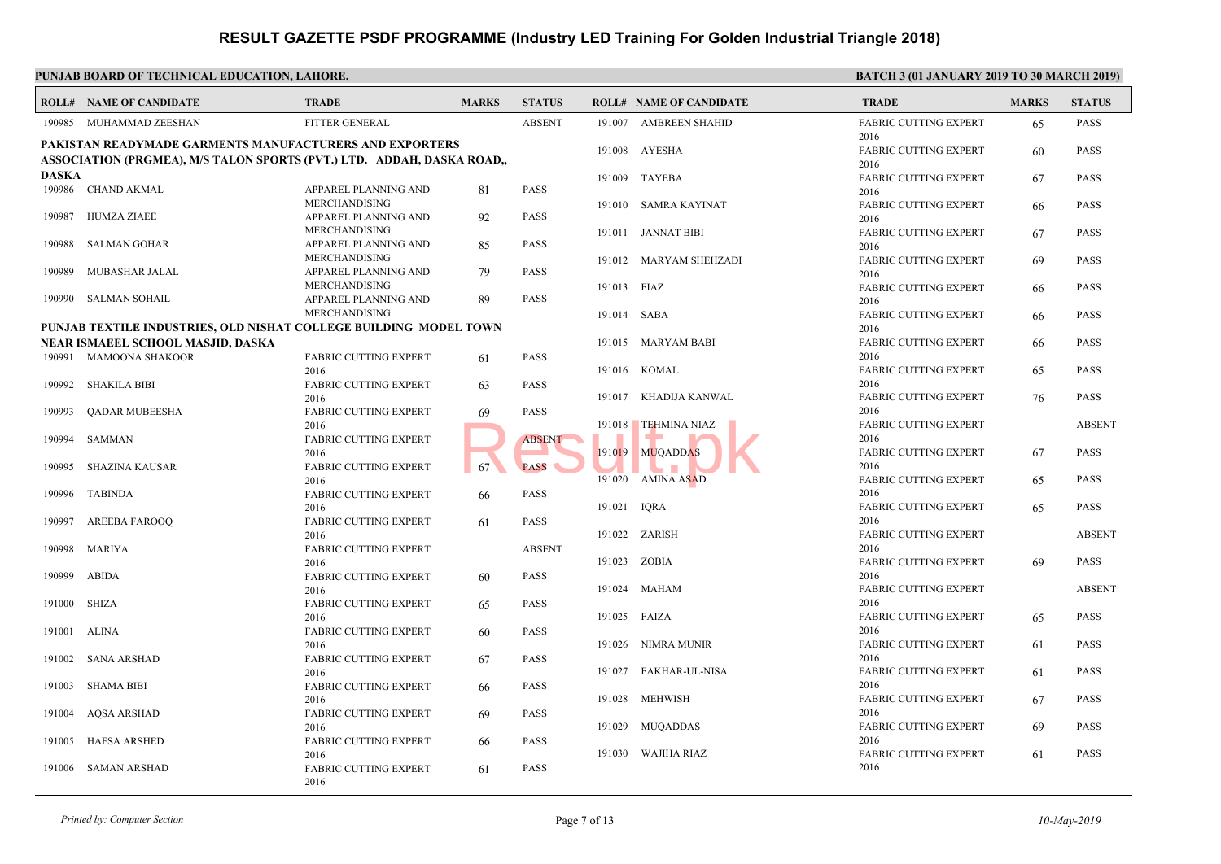# RESULT GAZETTE PSDF PROGRAMME (Industry LED Training For Golden Industrial Triangle 2018)

**PUNJAB BOARD OF TECHNICAL EDUCATION, LAHORE.**

**BATCH 3 (01 JANUARY 2019 TO 30 MARCH 2019)**

| ROLL# | NAME OF CANDIDATE | TRADE | MARKS | STATUS |
|---|---|---|---|---|
| 190985 | MUHAMMAD ZEESHAN | FITTER GENERAL | | ABSENT |

**PAKISTAN READYMADE GARMENTS MANUFACTURERS AND EXPORTERS ASSOCIATION (PRGMEA), M/S TALON SPORTS (PVT.) LTD. ADDAH, DASKA ROAD,, DASKA**

| ROLL# | NAME OF CANDIDATE | TRADE | MARKS | STATUS |
|---|---|---|---|---|
| 190986 | CHAND AKMAL | APPAREL PLANNING AND MERCHANDISING | 81 | PASS |
| 190987 | HUMZA ZIAEE | APPAREL PLANNING AND MERCHANDISING | 92 | PASS |
| 190988 | SALMAN GOHAR | APPAREL PLANNING AND MERCHANDISING | 85 | PASS |
| 190989 | MUBASHAR JALAL | APPAREL PLANNING AND MERCHANDISING | 79 | PASS |
| 190990 | SALMAN SOHAIL | APPAREL PLANNING AND MERCHANDISING | 89 | PASS |

**PUNJAB TEXTILE INDUSTRIES, OLD NISHAT COLLEGE BUILDING MODEL TOWN NEAR ISMAEEL SCHOOL MASJID, DASKA**

| ROLL# | NAME OF CANDIDATE | TRADE | MARKS | STATUS |
|---|---|---|---|---|
| 190991 | MAMOONA SHAKOOR | FABRIC CUTTING EXPERT 2016 | 61 | PASS |
| 190992 | SHAKILA BIBI | FABRIC CUTTING EXPERT 2016 | 63 | PASS |
| 190993 | QADAR MUBEESHA | FABRIC CUTTING EXPERT 2016 | 69 | PASS |
| 190994 | SAMMAN | FABRIC CUTTING EXPERT 2016 | | ABSENT |
| 190995 | SHAZINA KAUSAR | FABRIC CUTTING EXPERT 2016 | 67 | PASS |
| 190996 | TABINDA | FABRIC CUTTING EXPERT 2016 | 66 | PASS |
| 190997 | AREEBA FAROOQ | FABRIC CUTTING EXPERT 2016 | 61 | PASS |
| 190998 | MARIYA | FABRIC CUTTING EXPERT 2016 | | ABSENT |
| 190999 | ABIDA | FABRIC CUTTING EXPERT 2016 | 60 | PASS |
| 191000 | SHIZA | FABRIC CUTTING EXPERT 2016 | 65 | PASS |
| 191001 | ALINA | FABRIC CUTTING EXPERT 2016 | 60 | PASS |
| 191002 | SANA ARSHAD | FABRIC CUTTING EXPERT 2016 | 67 | PASS |
| 191003 | SHAMA BIBI | FABRIC CUTTING EXPERT 2016 | 66 | PASS |
| 191004 | AQSA ARSHAD | FABRIC CUTTING EXPERT 2016 | 69 | PASS |
| 191005 | HAFSA ARSHED | FABRIC CUTTING EXPERT 2016 | 66 | PASS |
| 191006 | SAMAN ARSHAD | FABRIC CUTTING EXPERT 2016 | 61 | PASS |
| 191007 | AMBREEN SHAHID | FABRIC CUTTING EXPERT 2016 | 65 | PASS |
| 191008 | AYESHA | FABRIC CUTTING EXPERT 2016 | 60 | PASS |
| 191009 | TAYEBA | FABRIC CUTTING EXPERT 2016 | 67 | PASS |
| 191010 | SAMRA KAYINAT | FABRIC CUTTING EXPERT 2016 | 66 | PASS |
| 191011 | JANNAT BIBI | FABRIC CUTTING EXPERT 2016 | 67 | PASS |
| 191012 | MARYAM SHEHZADI | FABRIC CUTTING EXPERT 2016 | 69 | PASS |
| 191013 | FIAZ | FABRIC CUTTING EXPERT 2016 | 66 | PASS |
| 191014 | SABA | FABRIC CUTTING EXPERT 2016 | 66 | PASS |
| 191015 | MARYAM BABI | FABRIC CUTTING EXPERT 2016 | 66 | PASS |
| 191016 | KOMAL | FABRIC CUTTING EXPERT 2016 | 65 | PASS |
| 191017 | KHADIJA KANWAL | FABRIC CUTTING EXPERT 2016 | 76 | PASS |
| 191018 | TEHMINA NIAZ | FABRIC CUTTING EXPERT 2016 | | ABSENT |
| 191019 | MUQADDAS | FABRIC CUTTING EXPERT 2016 | 67 | PASS |
| 191020 | AMINA ASAD | FABRIC CUTTING EXPERT 2016 | 65 | PASS |
| 191021 | IQRA | FABRIC CUTTING EXPERT 2016 | 65 | PASS |
| 191022 | ZARISH | FABRIC CUTTING EXPERT 2016 | | ABSENT |
| 191023 | ZOBIA | FABRIC CUTTING EXPERT 2016 | 69 | PASS |
| 191024 | MAHAM | FABRIC CUTTING EXPERT 2016 | | ABSENT |
| 191025 | FAIZA | FABRIC CUTTING EXPERT 2016 | 65 | PASS |
| 191026 | NIMRA MUNIR | FABRIC CUTTING EXPERT 2016 | 61 | PASS |
| 191027 | FAKHAR-UL-NISA | FABRIC CUTTING EXPERT 2016 | 61 | PASS |
| 191028 | MEHWISH | FABRIC CUTTING EXPERT 2016 | 67 | PASS |
| 191029 | MUQADDAS | FABRIC CUTTING EXPERT 2016 | 69 | PASS |
| 191030 | WAJIHA RIAZ | FABRIC CUTTING EXPERT 2016 | 61 | PASS |

*Printed by: Computer Section* *10-May-2019*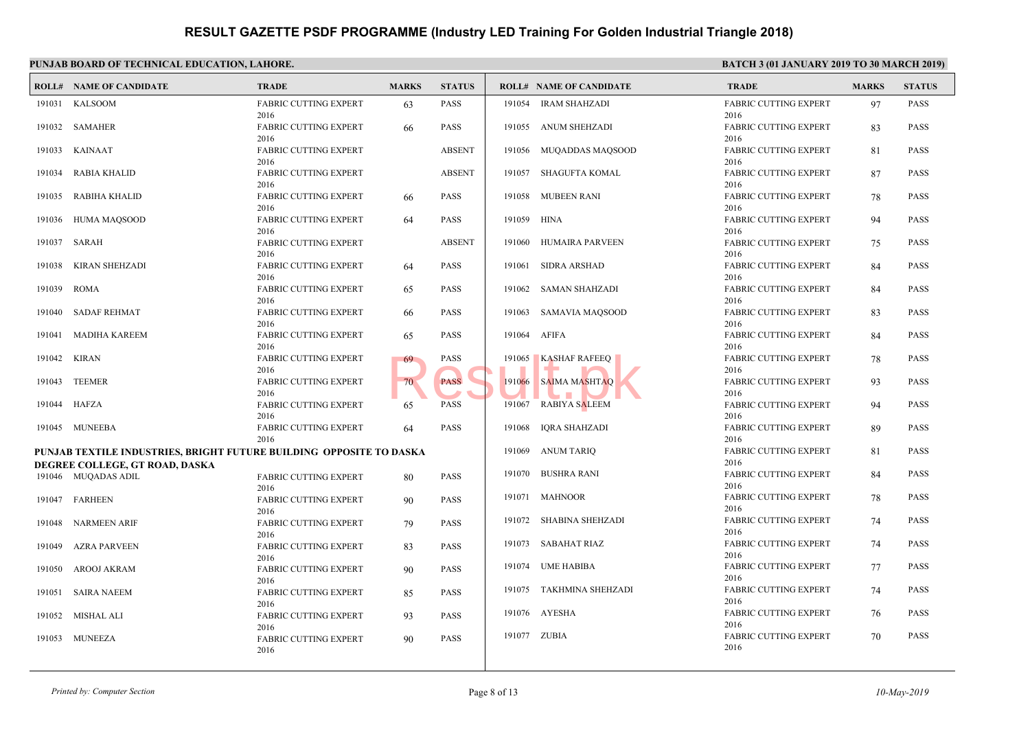# RESULT GAZETTE PSDF PROGRAMME (Industry LED Training For Golden Industrial Triangle 2018)

**PUNJAB BOARD OF TECHNICAL EDUCATION, LAHORE.**

**BATCH 3 (01 JANUARY 2019 TO 30 MARCH 2019)**

| ROLL# | NAME OF CANDIDATE | TRADE | MARKS | STATUS |
|---|---|---|---|---|
| 191031 | KALSOOM | FABRIC CUTTING EXPERT 2016 | 63 | PASS |
| 191032 | SAMAHER | FABRIC CUTTING EXPERT 2016 | 66 | PASS |
| 191033 | KAINAAT | FABRIC CUTTING EXPERT 2016 | | ABSENT |
| 191034 | RABIA KHALID | FABRIC CUTTING EXPERT 2016 | | ABSENT |
| 191035 | RABIHA KHALID | FABRIC CUTTING EXPERT 2016 | 66 | PASS |
| 191036 | HUMA MAQSOOD | FABRIC CUTTING EXPERT 2016 | 64 | PASS |
| 191037 | SARAH | FABRIC CUTTING EXPERT 2016 | | ABSENT |
| 191038 | KIRAN SHEHZADI | FABRIC CUTTING EXPERT 2016 | 64 | PASS |
| 191039 | ROMA | FABRIC CUTTING EXPERT 2016 | 65 | PASS |
| 191040 | SADAF REHMAT | FABRIC CUTTING EXPERT 2016 | 66 | PASS |
| 191041 | MADIHA KAREEM | FABRIC CUTTING EXPERT 2016 | 65 | PASS |
| 191042 | KIRAN | FABRIC CUTTING EXPERT 2016 | 69 | PASS |
| 191043 | TEEMER | FABRIC CUTTING EXPERT 2016 | 70 | PASS |
| 191044 | HAFZA | FABRIC CUTTING EXPERT 2016 | 65 | PASS |
| 191045 | MUNEEBA | FABRIC CUTTING EXPERT 2016 | 64 | PASS |

**PUNJAB TEXTILE INDUSTRIES, BRIGHT FUTURE BUILDING OPPOSITE TO DASKA DEGREE COLLEGE, GT ROAD, DASKA**

| ROLL# | NAME OF CANDIDATE | TRADE | MARKS | STATUS |
|---|---|---|---|---|
| 191046 | MUQADAS ADIL | FABRIC CUTTING EXPERT 2016 | 80 | PASS |
| 191047 | FARHEEN | FABRIC CUTTING EXPERT 2016 | 90 | PASS |
| 191048 | NARMEEN ARIF | FABRIC CUTTING EXPERT 2016 | 79 | PASS |
| 191049 | AZRA PARVEEN | FABRIC CUTTING EXPERT 2016 | 83 | PASS |
| 191050 | AROOJ AKRAM | FABRIC CUTTING EXPERT 2016 | 90 | PASS |
| 191051 | SAIRA NAEEM | FABRIC CUTTING EXPERT 2016 | 85 | PASS |
| 191052 | MISHAL ALI | FABRIC CUTTING EXPERT 2016 | 93 | PASS |
| 191053 | MUNEEZA | FABRIC CUTTING EXPERT 2016 | 90 | PASS |
| 191054 | IRAM SHAHZADI | FABRIC CUTTING EXPERT 2016 | 97 | PASS |
| 191055 | ANUM SHEHZADI | FABRIC CUTTING EXPERT 2016 | 83 | PASS |
| 191056 | MUQADDAS MAQSOOD | FABRIC CUTTING EXPERT 2016 | 81 | PASS |
| 191057 | SHAGUFTA KOMAL | FABRIC CUTTING EXPERT 2016 | 87 | PASS |
| 191058 | MUBEEN RANI | FABRIC CUTTING EXPERT 2016 | 78 | PASS |
| 191059 | HINA | FABRIC CUTTING EXPERT 2016 | 94 | PASS |
| 191060 | HUMAIRA PARVEEN | FABRIC CUTTING EXPERT 2016 | 75 | PASS |
| 191061 | SIDRA ARSHAD | FABRIC CUTTING EXPERT 2016 | 84 | PASS |
| 191062 | SAMAN SHAHZADI | FABRIC CUTTING EXPERT 2016 | 84 | PASS |
| 191063 | SAMAVIA MAQSOOD | FABRIC CUTTING EXPERT 2016 | 83 | PASS |
| 191064 | AFIFA | FABRIC CUTTING EXPERT 2016 | 84 | PASS |
| 191065 | KASHAF RAFEEQ | FABRIC CUTTING EXPERT 2016 | 78 | PASS |
| 191066 | SAIMA MASHTAQ | FABRIC CUTTING EXPERT 2016 | 93 | PASS |
| 191067 | RABIYA SALEEM | FABRIC CUTTING EXPERT 2016 | 94 | PASS |
| 191068 | IQRA SHAHZADI | FABRIC CUTTING EXPERT 2016 | 89 | PASS |
| 191069 | ANUM TARIQ | FABRIC CUTTING EXPERT 2016 | 81 | PASS |
| 191070 | BUSHRA RANI | FABRIC CUTTING EXPERT 2016 | 84 | PASS |
| 191071 | MAHNOOR | FABRIC CUTTING EXPERT 2016 | 78 | PASS |
| 191072 | SHABINA SHEHZADI | FABRIC CUTTING EXPERT 2016 | 74 | PASS |
| 191073 | SABAHAT RIAZ | FABRIC CUTTING EXPERT 2016 | 74 | PASS |
| 191074 | UME HABIBA | FABRIC CUTTING EXPERT 2016 | 77 | PASS |
| 191075 | TAKHMINA SHEHZADI | FABRIC CUTTING EXPERT 2016 | 74 | PASS |
| 191076 | AYESHA | FABRIC CUTTING EXPERT 2016 | 76 | PASS |
| 191077 | ZUBIA | FABRIC CUTTING EXPERT 2016 | 70 | PASS |

*Printed by: Computer Section* — *10-May-2019*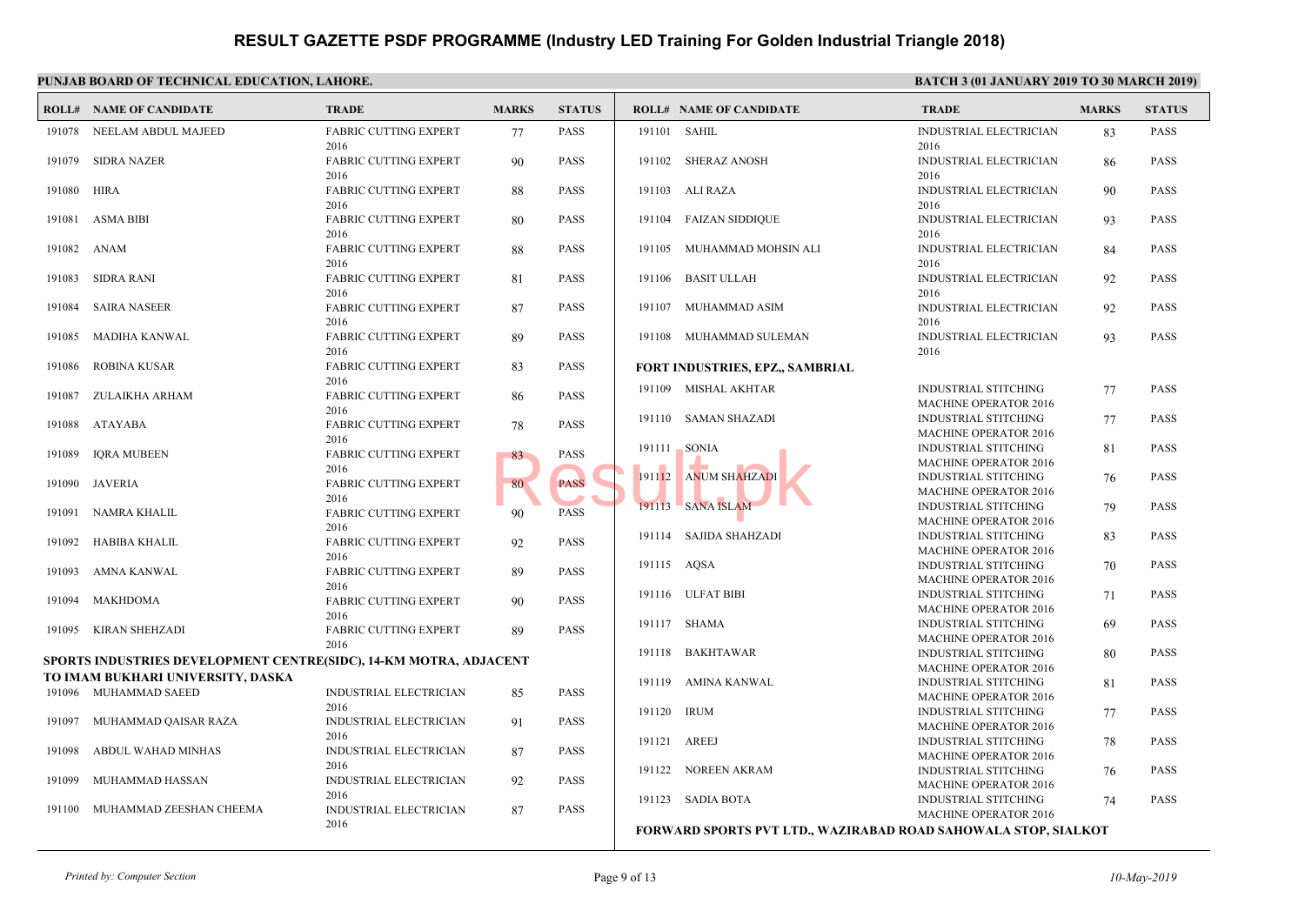# RESULT GAZETTE PSDF PROGRAMME (Industry LED Training For Golden Industrial Triangle 2018)

**PUNJAB BOARD OF TECHNICAL EDUCATION, LAHORE.**

**BATCH 3 (01 JANUARY 2019 TO 30 MARCH 2019)**

| ROLL# | NAME OF CANDIDATE | TRADE | MARKS | STATUS |
|---|---|---|---|---|
| 191078 | NEELAM ABDUL MAJEED | FABRIC CUTTING EXPERT 2016 | 77 | PASS |
| 191079 | SIDRA NAZER | FABRIC CUTTING EXPERT 2016 | 90 | PASS |
| 191080 | HIRA | FABRIC CUTTING EXPERT 2016 | 88 | PASS |
| 191081 | ASMA BIBI | FABRIC CUTTING EXPERT 2016 | 80 | PASS |
| 191082 | ANAM | FABRIC CUTTING EXPERT 2016 | 88 | PASS |
| 191083 | SIDRA RANI | FABRIC CUTTING EXPERT 2016 | 81 | PASS |
| 191084 | SAIRA NASEER | FABRIC CUTTING EXPERT 2016 | 87 | PASS |
| 191085 | MADIHA KANWAL | FABRIC CUTTING EXPERT 2016 | 89 | PASS |
| 191086 | ROBINA KUSAR | FABRIC CUTTING EXPERT 2016 | 83 | PASS |
| 191087 | ZULAIKHA ARHAM | FABRIC CUTTING EXPERT 2016 | 86 | PASS |
| 191088 | ATAYABA | FABRIC CUTTING EXPERT 2016 | 78 | PASS |
| 191089 | IQRA MUBEEN | FABRIC CUTTING EXPERT 2016 | 83 | PASS |
| 191090 | JAVERIA | FABRIC CUTTING EXPERT 2016 | 80 | PASS |
| 191091 | NAMRA KHALIL | FABRIC CUTTING EXPERT 2016 | 90 | PASS |
| 191092 | HABIBA KHALIL | FABRIC CUTTING EXPERT 2016 | 92 | PASS |
| 191093 | AMNA KANWAL | FABRIC CUTTING EXPERT 2016 | 89 | PASS |
| 191094 | MAKHDOMA | FABRIC CUTTING EXPERT 2016 | 90 | PASS |
| 191095 | KIRAN SHEHZADI | FABRIC CUTTING EXPERT 2016 | 89 | PASS |

**SPORTS INDUSTRIES DEVELOPMENT CENTRE(SIDC), 14-KM MOTRA, ADJACENT TO IMAM BUKHARI UNIVERSITY, DASKA**

| ROLL# | NAME OF CANDIDATE | TRADE | MARKS | STATUS |
|---|---|---|---|---|
| 191096 | MUHAMMAD SAEED | INDUSTRIAL ELECTRICIAN 2016 | 85 | PASS |
| 191097 | MUHAMMAD QAISAR RAZA | INDUSTRIAL ELECTRICIAN 2016 | 91 | PASS |
| 191098 | ABDUL WAHAD MINHAS | INDUSTRIAL ELECTRICIAN 2016 | 87 | PASS |
| 191099 | MUHAMMAD HASSAN | INDUSTRIAL ELECTRICIAN 2016 | 92 | PASS |
| 191100 | MUHAMMAD ZEESHAN CHEEMA | INDUSTRIAL ELECTRICIAN 2016 | 87 | PASS |
| 191101 | SAHIL | INDUSTRIAL ELECTRICIAN 2016 | 83 | PASS |
| 191102 | SHERAZ ANOSH | INDUSTRIAL ELECTRICIAN 2016 | 86 | PASS |
| 191103 | ALI RAZA | INDUSTRIAL ELECTRICIAN 2016 | 90 | PASS |
| 191104 | FAIZAN SIDDIQUE | INDUSTRIAL ELECTRICIAN 2016 | 93 | PASS |
| 191105 | MUHAMMAD MOHSIN ALI | INDUSTRIAL ELECTRICIAN 2016 | 84 | PASS |
| 191106 | BASIT ULLAH | INDUSTRIAL ELECTRICIAN 2016 | 92 | PASS |
| 191107 | MUHAMMAD ASIM | INDUSTRIAL ELECTRICIAN 2016 | 92 | PASS |
| 191108 | MUHAMMAD SULEMAN | INDUSTRIAL ELECTRICIAN 2016 | 93 | PASS |

**FORT INDUSTRIES, EPZ,, SAMBRIAL**

| ROLL# | NAME OF CANDIDATE | TRADE | MARKS | STATUS |
|---|---|---|---|---|
| 191109 | MISHAL AKHTAR | INDUSTRIAL STITCHING MACHINE OPERATOR 2016 | 77 | PASS |
| 191110 | SAMAN SHAZADI | INDUSTRIAL STITCHING MACHINE OPERATOR 2016 | 77 | PASS |
| 191111 | SONIA | INDUSTRIAL STITCHING MACHINE OPERATOR 2016 | 81 | PASS |
| 191112 | ANUM SHAHZADI | INDUSTRIAL STITCHING MACHINE OPERATOR 2016 | 76 | PASS |
| 191113 | SANA ISLAM | INDUSTRIAL STITCHING MACHINE OPERATOR 2016 | 79 | PASS |
| 191114 | SAJIDA SHAHZADI | INDUSTRIAL STITCHING MACHINE OPERATOR 2016 | 83 | PASS |
| 191115 | AQSA | INDUSTRIAL STITCHING MACHINE OPERATOR 2016 | 70 | PASS |
| 191116 | ULFAT BIBI | INDUSTRIAL STITCHING MACHINE OPERATOR 2016 | 71 | PASS |
| 191117 | SHAMA | INDUSTRIAL STITCHING MACHINE OPERATOR 2016 | 69 | PASS |
| 191118 | BAKHTAWAR | INDUSTRIAL STITCHING MACHINE OPERATOR 2016 | 80 | PASS |
| 191119 | AMINA KANWAL | INDUSTRIAL STITCHING MACHINE OPERATOR 2016 | 81 | PASS |
| 191120 | IRUM | INDUSTRIAL STITCHING MACHINE OPERATOR 2016 | 77 | PASS |
| 191121 | AREEJ | INDUSTRIAL STITCHING MACHINE OPERATOR 2016 | 78 | PASS |
| 191122 | NOREEN AKRAM | INDUSTRIAL STITCHING MACHINE OPERATOR 2016 | 76 | PASS |
| 191123 | SADIA BOTA | INDUSTRIAL STITCHING MACHINE OPERATOR 2016 | 74 | PASS |

**FORWARD SPORTS PVT LTD., WAZIRABAD ROAD SAHOWALA STOP, SIALKOT**

*Printed by: Computer Section*

*10-May-2019*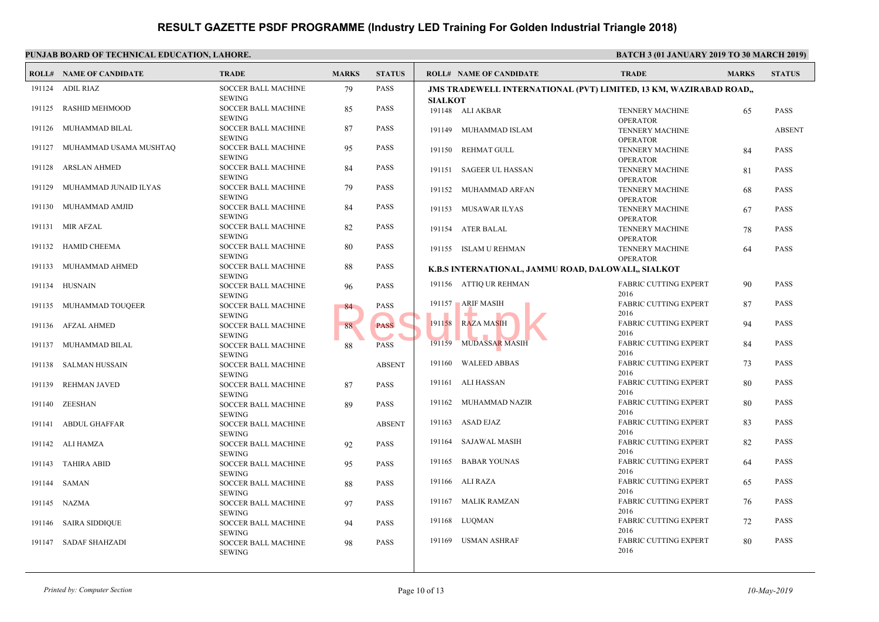# RESULT GAZETTE PSDF PROGRAMME (Industry LED Training For Golden Industrial Triangle 2018)

**PUNJAB BOARD OF TECHNICAL EDUCATION, LAHORE.**

**BATCH 3 (01 JANUARY 2019 TO 30 MARCH 2019)**

| ROLL# | NAME OF CANDIDATE | TRADE | MARKS | STATUS |
|---|---|---|---|---|
| 191124 | ADIL RIAZ | SOCCER BALL MACHINE SEWING | 79 | PASS |
| 191125 | RASHID MEHMOOD | SOCCER BALL MACHINE SEWING | 85 | PASS |
| 191126 | MUHAMMAD BILAL | SOCCER BALL MACHINE SEWING | 87 | PASS |
| 191127 | MUHAMMAD USAMA MUSHTAQ | SOCCER BALL MACHINE SEWING | 95 | PASS |
| 191128 | ARSLAN AHMED | SOCCER BALL MACHINE SEWING | 84 | PASS |
| 191129 | MUHAMMAD JUNAID ILYAS | SOCCER BALL MACHINE SEWING | 79 | PASS |
| 191130 | MUHAMMAD AMJID | SOCCER BALL MACHINE SEWING | 84 | PASS |
| 191131 | MIR AFZAL | SOCCER BALL MACHINE SEWING | 82 | PASS |
| 191132 | HAMID CHEEMA | SOCCER BALL MACHINE SEWING | 80 | PASS |
| 191133 | MUHAMMAD AHMED | SOCCER BALL MACHINE SEWING | 88 | PASS |
| 191134 | HUSNAIN | SOCCER BALL MACHINE SEWING | 96 | PASS |
| 191135 | MUHAMMAD TOUQEER | SOCCER BALL MACHINE SEWING | 84 | PASS |
| 191136 | AFZAL AHMED | SOCCER BALL MACHINE SEWING | 88 | PASS |
| 191137 | MUHAMMAD BILAL | SOCCER BALL MACHINE SEWING | 88 | PASS |
| 191138 | SALMAN HUSSAIN | SOCCER BALL MACHINE SEWING | | ABSENT |
| 191139 | REHMAN JAVED | SOCCER BALL MACHINE SEWING | 87 | PASS |
| 191140 | ZEESHAN | SOCCER BALL MACHINE SEWING | 89 | PASS |
| 191141 | ABDUL GHAFFAR | SOCCER BALL MACHINE SEWING | | ABSENT |
| 191142 | ALI HAMZA | SOCCER BALL MACHINE SEWING | 92 | PASS |
| 191143 | TAHIRA ABID | SOCCER BALL MACHINE SEWING | 95 | PASS |
| 191144 | SAMAN | SOCCER BALL MACHINE SEWING | 88 | PASS |
| 191145 | NAZMA | SOCCER BALL MACHINE SEWING | 97 | PASS |
| 191146 | SAIRA SIDDIQUE | SOCCER BALL MACHINE SEWING | 94 | PASS |
| 191147 | SADAF SHAHZADI | SOCCER BALL MACHINE SEWING | 98 | PASS |

**JMS TRADEWELL INTERNATIONAL (PVT) LIMITED, 13 KM, WAZIRABAD ROAD,, SIALKOT**

| ROLL# | NAME OF CANDIDATE | TRADE | MARKS | STATUS |
|---|---|---|---|---|
| 191148 | ALI AKBAR | TENNERY MACHINE OPERATOR | 65 | PASS |
| 191149 | MUHAMMAD ISLAM | TENNERY MACHINE OPERATOR | | ABSENT |
| 191150 | REHMAT GULL | TENNERY MACHINE OPERATOR | 84 | PASS |
| 191151 | SAGEER UL HASSAN | TENNERY MACHINE OPERATOR | 81 | PASS |
| 191152 | MUHAMMAD ARFAN | TENNERY MACHINE OPERATOR | 68 | PASS |
| 191153 | MUSAWAR ILYAS | TENNERY MACHINE OPERATOR | 67 | PASS |
| 191154 | ATER BALAL | TENNERY MACHINE OPERATOR | 78 | PASS |
| 191155 | ISLAM U REHMAN | TENNERY MACHINE OPERATOR | 64 | PASS |

**K.B.S INTERNATIONAL, JAMMU ROAD, DALOWALI,, SIALKOT**

| ROLL# | NAME OF CANDIDATE | TRADE | MARKS | STATUS |
|---|---|---|---|---|
| 191156 | ATTIQ UR REHMAN | FABRIC CUTTING EXPERT 2016 | 90 | PASS |
| 191157 | ARIF MASIH | FABRIC CUTTING EXPERT 2016 | 87 | PASS |
| 191158 | RAZA MASIH | FABRIC CUTTING EXPERT 2016 | 94 | PASS |
| 191159 | MUDASSAR MASIH | FABRIC CUTTING EXPERT 2016 | 84 | PASS |
| 191160 | WALEED ABBAS | FABRIC CUTTING EXPERT 2016 | 73 | PASS |
| 191161 | ALI HASSAN | FABRIC CUTTING EXPERT 2016 | 80 | PASS |
| 191162 | MUHAMMAD NAZIR | FABRIC CUTTING EXPERT 2016 | 80 | PASS |
| 191163 | ASAD EJAZ | FABRIC CUTTING EXPERT 2016 | 83 | PASS |
| 191164 | SAJAWAL MASIH | FABRIC CUTTING EXPERT 2016 | 82 | PASS |
| 191165 | BABAR YOUNAS | FABRIC CUTTING EXPERT 2016 | 64 | PASS |
| 191166 | ALI RAZA | FABRIC CUTTING EXPERT 2016 | 65 | PASS |
| 191167 | MALIK RAMZAN | FABRIC CUTTING EXPERT 2016 | 76 | PASS |
| 191168 | LUQMAN | FABRIC CUTTING EXPERT 2016 | 72 | PASS |
| 191169 | USMAN ASHRAF | FABRIC CUTTING EXPERT 2016 | 80 | PASS |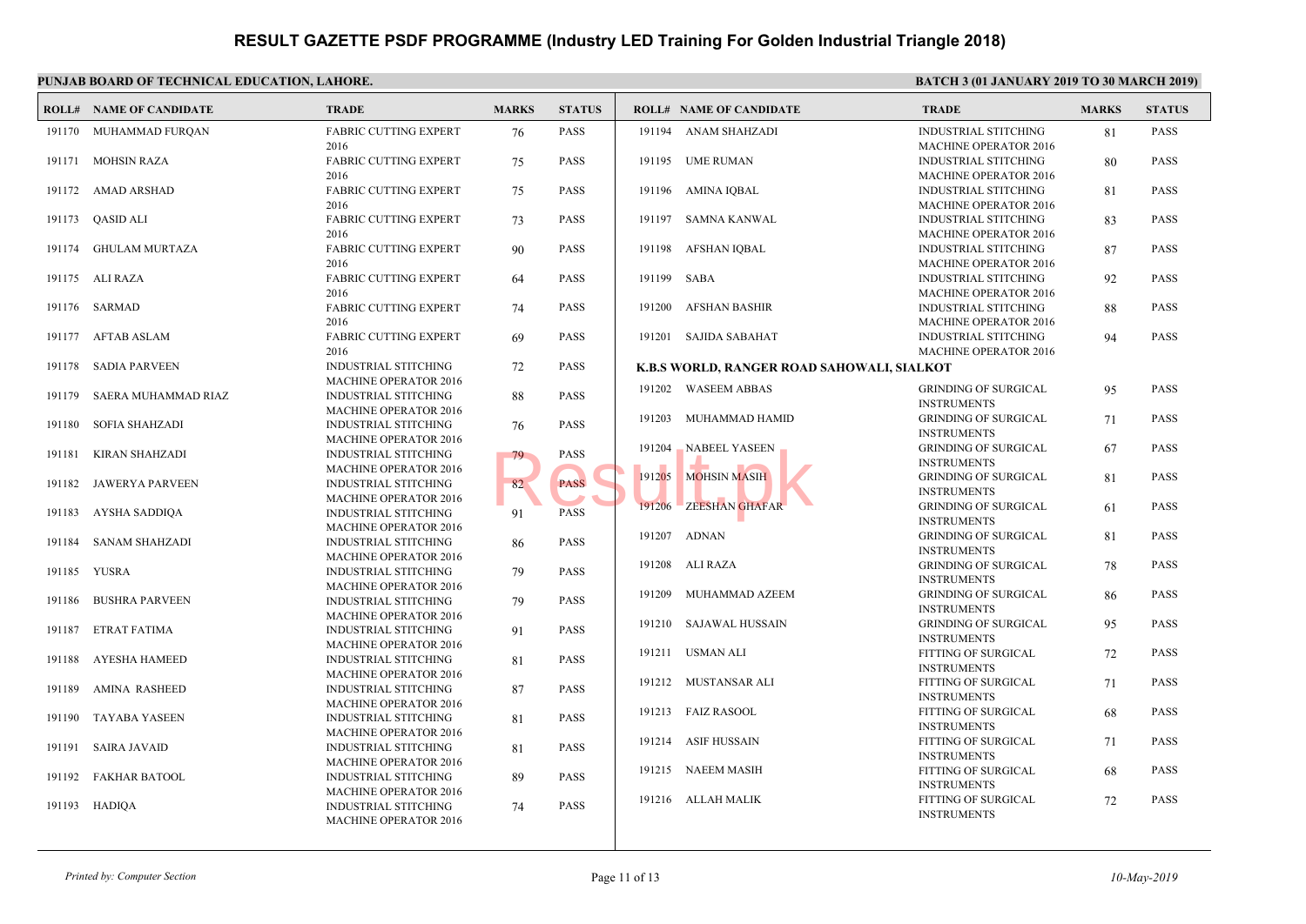# RESULT GAZETTE PSDF PROGRAMME (Industry LED Training For Golden Industrial Triangle 2018)

**PUNJAB BOARD OF TECHNICAL EDUCATION, LAHORE.**

**BATCH 3 (01 JANUARY 2019 TO 30 MARCH 2019)**

| ROLL# | NAME OF CANDIDATE | TRADE | MARKS | STATUS |
|---|---|---|---|---|
| 191170 | MUHAMMAD FURQAN | FABRIC CUTTING EXPERT 2016 | 76 | PASS |
| 191171 | MOHSIN RAZA | FABRIC CUTTING EXPERT 2016 | 75 | PASS |
| 191172 | AMAD ARSHAD | FABRIC CUTTING EXPERT 2016 | 75 | PASS |
| 191173 | QASID ALI | FABRIC CUTTING EXPERT 2016 | 73 | PASS |
| 191174 | GHULAM MURTAZA | FABRIC CUTTING EXPERT 2016 | 90 | PASS |
| 191175 | ALI RAZA | FABRIC CUTTING EXPERT 2016 | 64 | PASS |
| 191176 | SARMAD | FABRIC CUTTING EXPERT 2016 | 74 | PASS |
| 191177 | AFTAB ASLAM | FABRIC CUTTING EXPERT 2016 | 69 | PASS |
| 191178 | SADIA PARVEEN | INDUSTRIAL STITCHING MACHINE OPERATOR 2016 | 72 | PASS |
| 191179 | SAERA MUHAMMAD RIAZ | INDUSTRIAL STITCHING MACHINE OPERATOR 2016 | 88 | PASS |
| 191180 | SOFIA SHAHZADI | INDUSTRIAL STITCHING MACHINE OPERATOR 2016 | 76 | PASS |
| 191181 | KIRAN SHAHZADI | INDUSTRIAL STITCHING MACHINE OPERATOR 2016 | 79 | PASS |
| 191182 | JAWERYA PARVEEN | INDUSTRIAL STITCHING MACHINE OPERATOR 2016 | 82 | PASS |
| 191183 | AYSHA SADDIQA | INDUSTRIAL STITCHING MACHINE OPERATOR 2016 | 91 | PASS |
| 191184 | SANAM SHAHZADI | INDUSTRIAL STITCHING MACHINE OPERATOR 2016 | 86 | PASS |
| 191185 | YUSRA | INDUSTRIAL STITCHING MACHINE OPERATOR 2016 | 79 | PASS |
| 191186 | BUSHRA PARVEEN | INDUSTRIAL STITCHING MACHINE OPERATOR 2016 | 79 | PASS |
| 191187 | ETRAT FATIMA | INDUSTRIAL STITCHING MACHINE OPERATOR 2016 | 91 | PASS |
| 191188 | AYESHA HAMEED | INDUSTRIAL STITCHING MACHINE OPERATOR 2016 | 81 | PASS |
| 191189 | AMINA RASHEED | INDUSTRIAL STITCHING MACHINE OPERATOR 2016 | 87 | PASS |
| 191190 | TAYABA YASEEN | INDUSTRIAL STITCHING MACHINE OPERATOR 2016 | 81 | PASS |
| 191191 | SAIRA JAVAID | INDUSTRIAL STITCHING MACHINE OPERATOR 2016 | 81 | PASS |
| 191192 | FAKHAR BATOOL | INDUSTRIAL STITCHING MACHINE OPERATOR 2016 | 89 | PASS |
| 191193 | HADIQA | INDUSTRIAL STITCHING MACHINE OPERATOR 2016 | 74 | PASS |
| 191194 | ANAM SHAHZADI | INDUSTRIAL STITCHING MACHINE OPERATOR 2016 | 81 | PASS |
| 191195 | UME RUMAN | INDUSTRIAL STITCHING MACHINE OPERATOR 2016 | 80 | PASS |
| 191196 | AMINA IQBAL | INDUSTRIAL STITCHING MACHINE OPERATOR 2016 | 81 | PASS |
| 191197 | SAMNA KANWAL | INDUSTRIAL STITCHING MACHINE OPERATOR 2016 | 83 | PASS |
| 191198 | AFSHAN IQBAL | INDUSTRIAL STITCHING MACHINE OPERATOR 2016 | 87 | PASS |
| 191199 | SABA | INDUSTRIAL STITCHING MACHINE OPERATOR 2016 | 92 | PASS |
| 191200 | AFSHAN BASHIR | INDUSTRIAL STITCHING MACHINE OPERATOR 2016 | 88 | PASS |
| 191201 | SAJIDA SABAHAT | INDUSTRIAL STITCHING MACHINE OPERATOR 2016 | 94 | PASS |

**K.B.S WORLD, RANGER ROAD SAHOWALI, SIALKOT**

| ROLL# | NAME OF CANDIDATE | TRADE | MARKS | STATUS |
|---|---|---|---|---|
| 191202 | WASEEM ABBAS | GRINDING OF SURGICAL INSTRUMENTS | 95 | PASS |
| 191203 | MUHAMMAD HAMID | GRINDING OF SURGICAL INSTRUMENTS | 71 | PASS |
| 191204 | NABEEL YASEEN | GRINDING OF SURGICAL INSTRUMENTS | 67 | PASS |
| 191205 | MOHSIN MASIH | GRINDING OF SURGICAL INSTRUMENTS | 81 | PASS |
| 191206 | ZEESHAN GHAFAR | GRINDING OF SURGICAL INSTRUMENTS | 61 | PASS |
| 191207 | ADNAN | GRINDING OF SURGICAL INSTRUMENTS | 81 | PASS |
| 191208 | ALI RAZA | GRINDING OF SURGICAL INSTRUMENTS | 78 | PASS |
| 191209 | MUHAMMAD AZEEM | GRINDING OF SURGICAL INSTRUMENTS | 86 | PASS |
| 191210 | SAJAWAL HUSSAIN | GRINDING OF SURGICAL INSTRUMENTS | 95 | PASS |
| 191211 | USMAN ALI | FITTING OF SURGICAL INSTRUMENTS | 72 | PASS |
| 191212 | MUSTANSAR ALI | FITTING OF SURGICAL INSTRUMENTS | 71 | PASS |
| 191213 | FAIZ RASOOL | FITTING OF SURGICAL INSTRUMENTS | 68 | PASS |
| 191214 | ASIF HUSSAIN | FITTING OF SURGICAL INSTRUMENTS | 71 | PASS |
| 191215 | NAEEM MASIH | FITTING OF SURGICAL INSTRUMENTS | 68 | PASS |
| 191216 | ALLAH MALIK | FITTING OF SURGICAL INSTRUMENTS | 72 | PASS |

*Printed by: Computer Section* | *10-May-2019*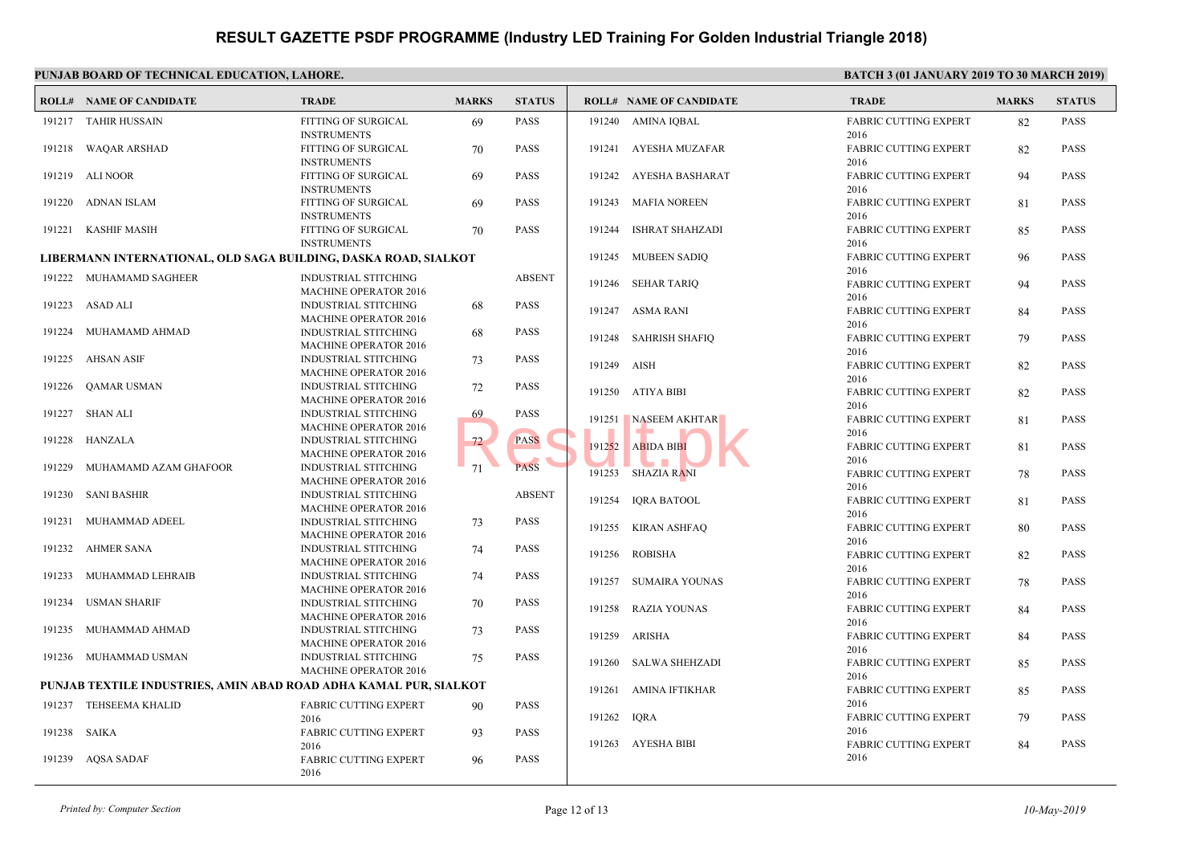# RESULT GAZETTE PSDF PROGRAMME (Industry LED Training For Golden Industrial Triangle 2018)

**PUNJAB BOARD OF TECHNICAL EDUCATION, LAHORE.**

**BATCH 3 (01 JANUARY 2019 TO 30 MARCH 2019)**

| ROLL# | NAME OF CANDIDATE | TRADE | MARKS | STATUS |
|---|---|---|---|---|
| 191217 | TAHIR HUSSAIN | FITTING OF SURGICAL INSTRUMENTS | 69 | PASS |
| 191218 | WAQAR ARSHAD | FITTING OF SURGICAL INSTRUMENTS | 70 | PASS |
| 191219 | ALI NOOR | FITTING OF SURGICAL INSTRUMENTS | 69 | PASS |
| 191220 | ADNAN ISLAM | FITTING OF SURGICAL INSTRUMENTS | 69 | PASS |
| 191221 | KASHIF MASIH | FITTING OF SURGICAL INSTRUMENTS | 70 | PASS |

**LIBERMANN INTERNATIONAL, OLD SAGA BUILDING, DASKA ROAD, SIALKOT**

| ROLL# | NAME OF CANDIDATE | TRADE | MARKS | STATUS |
|---|---|---|---|---|
| 191222 | MUHAMAMD SAGHEER | INDUSTRIAL STITCHING MACHINE OPERATOR 2016 | | ABSENT |
| 191223 | ASAD ALI | INDUSTRIAL STITCHING MACHINE OPERATOR 2016 | 68 | PASS |
| 191224 | MUHAMAMD AHMAD | INDUSTRIAL STITCHING MACHINE OPERATOR 2016 | 68 | PASS |
| 191225 | AHSAN ASIF | INDUSTRIAL STITCHING MACHINE OPERATOR 2016 | 73 | PASS |
| 191226 | QAMAR USMAN | INDUSTRIAL STITCHING MACHINE OPERATOR 2016 | 72 | PASS |
| 191227 | SHAN ALI | INDUSTRIAL STITCHING MACHINE OPERATOR 2016 | 69 | PASS |
| 191228 | HANZALA | INDUSTRIAL STITCHING MACHINE OPERATOR 2016 | 72 | PASS |
| 191229 | MUHAMAMD AZAM GHAFOOR | INDUSTRIAL STITCHING MACHINE OPERATOR 2016 | 71 | PASS |
| 191230 | SANI BASHIR | INDUSTRIAL STITCHING MACHINE OPERATOR 2016 | | ABSENT |
| 191231 | MUHAMMAD ADEEL | INDUSTRIAL STITCHING MACHINE OPERATOR 2016 | 73 | PASS |
| 191232 | AHMER SANA | INDUSTRIAL STITCHING MACHINE OPERATOR 2016 | 74 | PASS |
| 191233 | MUHAMMAD LEHRAIB | INDUSTRIAL STITCHING MACHINE OPERATOR 2016 | 74 | PASS |
| 191234 | USMAN SHARIF | INDUSTRIAL STITCHING MACHINE OPERATOR 2016 | 70 | PASS |
| 191235 | MUHAMMAD AHMAD | INDUSTRIAL STITCHING MACHINE OPERATOR 2016 | 73 | PASS |
| 191236 | MUHAMMAD USMAN | INDUSTRIAL STITCHING MACHINE OPERATOR 2016 | 75 | PASS |

**PUNJAB TEXTILE INDUSTRIES, AMIN ABAD ROAD ADHA KAMAL PUR, SIALKOT**

| ROLL# | NAME OF CANDIDATE | TRADE | MARKS | STATUS |
|---|---|---|---|---|
| 191237 | TEHSEEMA KHALID | FABRIC CUTTING EXPERT 2016 | 90 | PASS |
| 191238 | SAIKA | FABRIC CUTTING EXPERT 2016 | 93 | PASS |
| 191239 | AQSA SADAF | FABRIC CUTTING EXPERT 2016 | 96 | PASS |
| 191240 | AMINA IQBAL | FABRIC CUTTING EXPERT 2016 | 82 | PASS |
| 191241 | AYESHA MUZAFAR | FABRIC CUTTING EXPERT 2016 | 82 | PASS |
| 191242 | AYESHA BASHARAT | FABRIC CUTTING EXPERT 2016 | 94 | PASS |
| 191243 | MAFIA NOREEN | FABRIC CUTTING EXPERT 2016 | 81 | PASS |
| 191244 | ISHRAT SHAHZADI | FABRIC CUTTING EXPERT 2016 | 85 | PASS |
| 191245 | MUBEEN SADIQ | FABRIC CUTTING EXPERT 2016 | 96 | PASS |
| 191246 | SEHAR TARIQ | FABRIC CUTTING EXPERT 2016 | 94 | PASS |
| 191247 | ASMA RANI | FABRIC CUTTING EXPERT 2016 | 84 | PASS |
| 191248 | SAHRISH SHAFIQ | FABRIC CUTTING EXPERT 2016 | 79 | PASS |
| 191249 | AISH | FABRIC CUTTING EXPERT 2016 | 82 | PASS |
| 191250 | ATIYA BIBI | FABRIC CUTTING EXPERT 2016 | 82 | PASS |
| 191251 | NASEEM AKHTAR | FABRIC CUTTING EXPERT 2016 | 81 | PASS |
| 191252 | ABIDA BIBI | FABRIC CUTTING EXPERT 2016 | 81 | PASS |
| 191253 | SHAZIA RANI | FABRIC CUTTING EXPERT 2016 | 78 | PASS |
| 191254 | IQRA BATOOL | FABRIC CUTTING EXPERT 2016 | 81 | PASS |
| 191255 | KIRAN ASHFAQ | FABRIC CUTTING EXPERT 2016 | 80 | PASS |
| 191256 | ROBISHA | FABRIC CUTTING EXPERT 2016 | 82 | PASS |
| 191257 | SUMAIRA YOUNAS | FABRIC CUTTING EXPERT 2016 | 78 | PASS |
| 191258 | RAZIA YOUNAS | FABRIC CUTTING EXPERT 2016 | 84 | PASS |
| 191259 | ARISHA | FABRIC CUTTING EXPERT 2016 | 84 | PASS |
| 191260 | SALWA SHEHZADI | FABRIC CUTTING EXPERT 2016 | 85 | PASS |
| 191261 | AMINA IFTIKHAR | FABRIC CUTTING EXPERT 2016 | 85 | PASS |
| 191262 | IQRA | FABRIC CUTTING EXPERT 2016 | 79 | PASS |
| 191263 | AYESHA BIBI | FABRIC CUTTING EXPERT 2016 | 84 | PASS |

*Printed by: Computer Section*

*10-May-2019*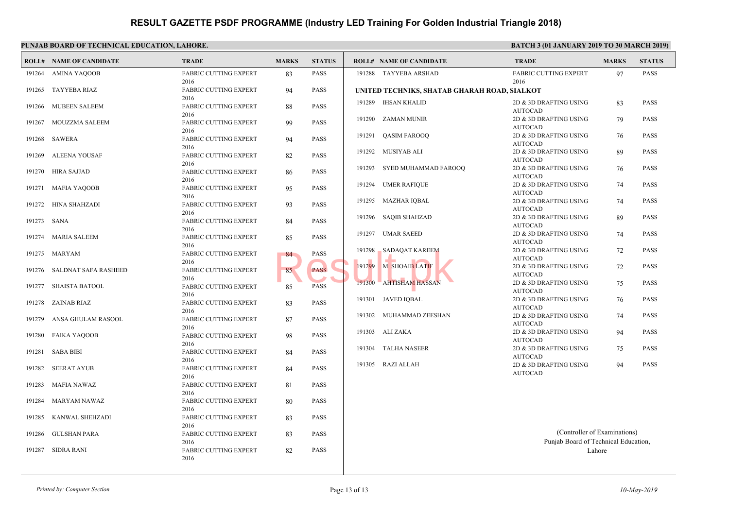# RESULT GAZETTE PSDF PROGRAMME (Industry LED Training For Golden Industrial Triangle 2018)

**PUNJAB BOARD OF TECHNICAL EDUCATION, LAHORE.**

**BATCH 3 (01 JANUARY 2019 TO 30 MARCH 2019)**

| ROLL# | NAME OF CANDIDATE | TRADE | MARKS | STATUS |
|---|---|---|---|---|
| 191264 | AMINA YAQOOB | FABRIC CUTTING EXPERT 2016 | 83 | PASS |
| 191265 | TAYYEBA RIAZ | FABRIC CUTTING EXPERT 2016 | 94 | PASS |
| 191266 | MUBEEN SALEEM | FABRIC CUTTING EXPERT 2016 | 88 | PASS |
| 191267 | MOUZZMA SALEEM | FABRIC CUTTING EXPERT 2016 | 99 | PASS |
| 191268 | SAWERA | FABRIC CUTTING EXPERT 2016 | 94 | PASS |
| 191269 | ALEENA YOUSAF | FABRIC CUTTING EXPERT 2016 | 82 | PASS |
| 191270 | HIRA SAJJAD | FABRIC CUTTING EXPERT 2016 | 86 | PASS |
| 191271 | MAFIA YAQOOB | FABRIC CUTTING EXPERT 2016 | 95 | PASS |
| 191272 | HINA SHAHZADI | FABRIC CUTTING EXPERT 2016 | 93 | PASS |
| 191273 | SANA | FABRIC CUTTING EXPERT 2016 | 84 | PASS |
| 191274 | MARIA SALEEM | FABRIC CUTTING EXPERT 2016 | 85 | PASS |
| 191275 | MARYAM | FABRIC CUTTING EXPERT 2016 | 84 | PASS |
| 191276 | SALDNAT SAFA RASHEED | FABRIC CUTTING EXPERT 2016 | 85 | PASS |
| 191277 | SHAISTA BATOOL | FABRIC CUTTING EXPERT 2016 | 85 | PASS |
| 191278 | ZAINAB RIAZ | FABRIC CUTTING EXPERT 2016 | 83 | PASS |
| 191279 | ANSA GHULAM RASOOL | FABRIC CUTTING EXPERT 2016 | 87 | PASS |
| 191280 | FAIKA YAQOOB | FABRIC CUTTING EXPERT 2016 | 98 | PASS |
| 191281 | SABA BIBI | FABRIC CUTTING EXPERT 2016 | 84 | PASS |
| 191282 | SEERAT AYUB | FABRIC CUTTING EXPERT 2016 | 84 | PASS |
| 191283 | MAFIA NAWAZ | FABRIC CUTTING EXPERT 2016 | 81 | PASS |
| 191284 | MARYAM NAWAZ | FABRIC CUTTING EXPERT 2016 | 80 | PASS |
| 191285 | KANWAL SHEHZADI | FABRIC CUTTING EXPERT 2016 | 83 | PASS |
| 191286 | GULSHAN PARA | FABRIC CUTTING EXPERT 2016 | 83 | PASS |
| 191287 | SIDRA RANI | FABRIC CUTTING EXPERT 2016 | 82 | PASS |
| 191288 | TAYYEBA ARSHAD | FABRIC CUTTING EXPERT 2016 | 97 | PASS |

**UNITED TECHNIKS, SHATAB GHARAH ROAD, SIALKOT**

| ROLL# | NAME OF CANDIDATE | TRADE | MARKS | STATUS |
|---|---|---|---|---|
| 191289 | IHSAN KHALID | 2D & 3D DRAFTING USING AUTOCAD | 83 | PASS |
| 191290 | ZAMAN MUNIR | 2D & 3D DRAFTING USING AUTOCAD | 79 | PASS |
| 191291 | QASIM FAROOQ | 2D & 3D DRAFTING USING AUTOCAD | 76 | PASS |
| 191292 | MUSIYAB ALI | 2D & 3D DRAFTING USING AUTOCAD | 89 | PASS |
| 191293 | SYED MUHAMMAD FAROOQ | 2D & 3D DRAFTING USING AUTOCAD | 76 | PASS |
| 191294 | UMER RAFIQUE | 2D & 3D DRAFTING USING AUTOCAD | 74 | PASS |
| 191295 | MAZHAR IQBAL | 2D & 3D DRAFTING USING AUTOCAD | 74 | PASS |
| 191296 | SAQIB SHAHZAD | 2D & 3D DRAFTING USING AUTOCAD | 89 | PASS |
| 191297 | UMAR SAEED | 2D & 3D DRAFTING USING AUTOCAD | 74 | PASS |
| 191298 | SADAQAT KAREEM | 2D & 3D DRAFTING USING AUTOCAD | 72 | PASS |
| 191299 | M. SHOAIB LATIF | 2D & 3D DRAFTING USING AUTOCAD | 72 | PASS |
| 191300 | AHTISHAM HASSAN | 2D & 3D DRAFTING USING AUTOCAD | 75 | PASS |
| 191301 | JAVED IQBAL | 2D & 3D DRAFTING USING AUTOCAD | 76 | PASS |
| 191302 | MUHAMMAD ZEESHAN | 2D & 3D DRAFTING USING AUTOCAD | 74 | PASS |
| 191303 | ALI ZAKA | 2D & 3D DRAFTING USING AUTOCAD | 94 | PASS |
| 191304 | TALHA NASEER | 2D & 3D DRAFTING USING AUTOCAD | 75 | PASS |
| 191305 | RAZI ALLAH | 2D & 3D DRAFTING USING AUTOCAD | 94 | PASS |

(Controller of Examinations)
Punjab Board of Technical Education,
Lahore

*Printed by: Computer Section*

*10-May-2019*